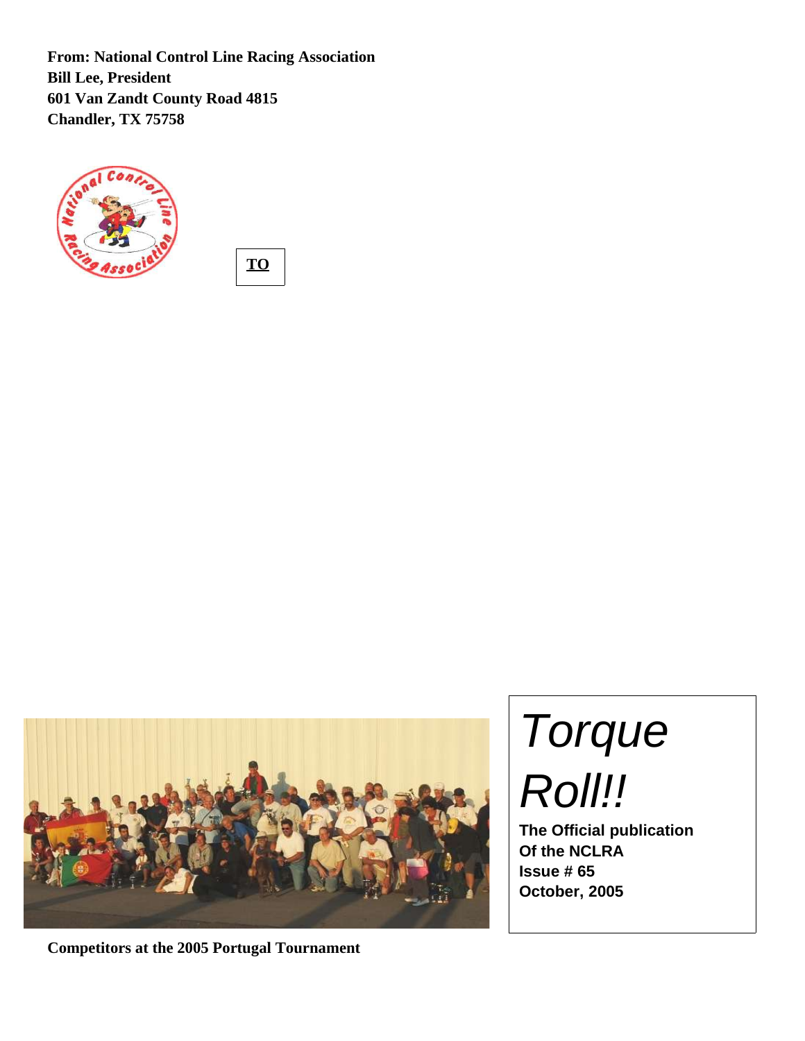**From: National Control Line Racing Association**
**Bill Lee, President**
**601 Van Zandt County Road 4815**
**Chandler, TX 75758**

**TO**

# *Torque Roll!!*

**The Official publication**
**Of the NCLRA**
**Issue # 65**
**October, 2005**

**Competitors at the 2005 Portugal Tournament**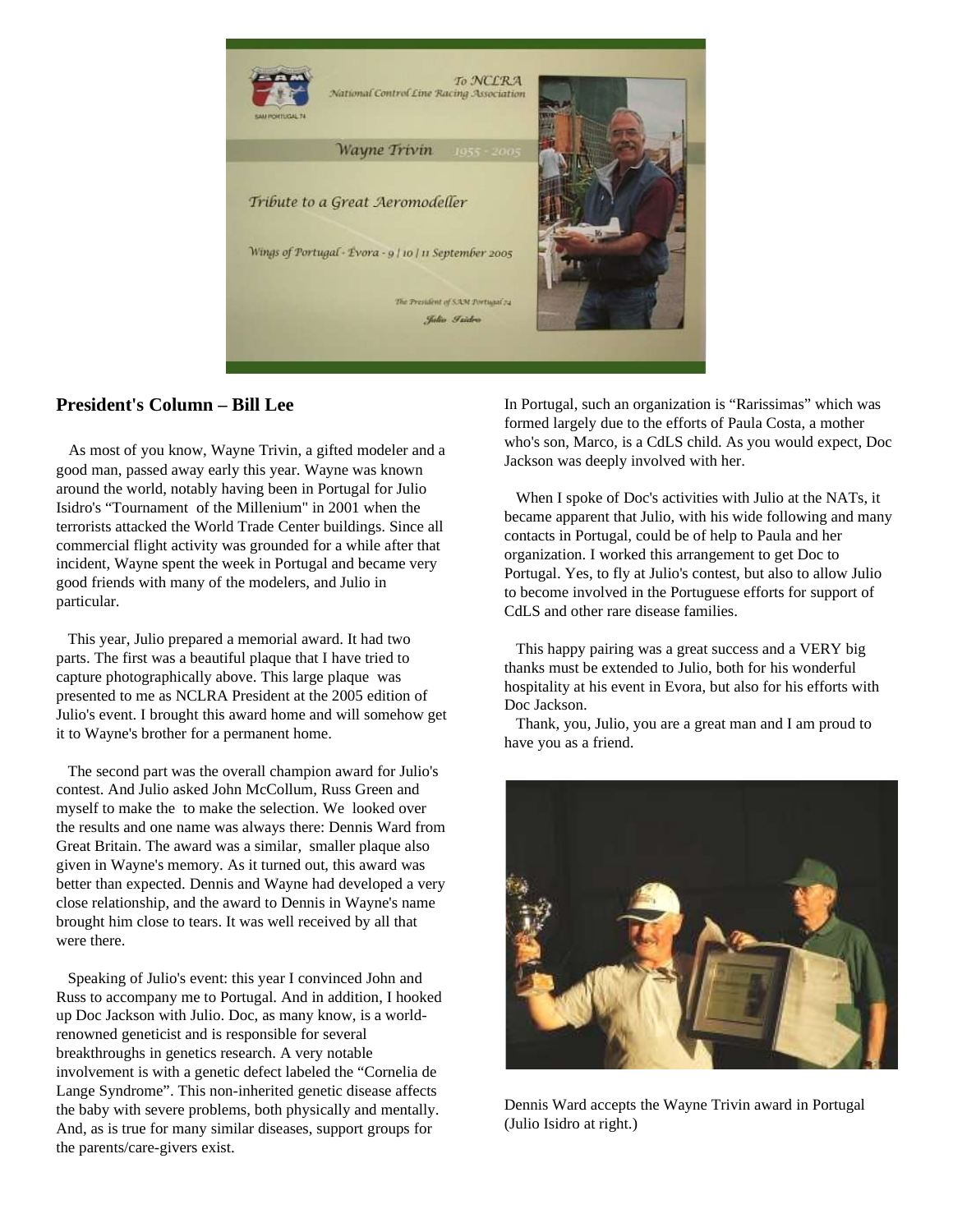## President's Column – Bill Lee

As most of you know, Wayne Trivin, a gifted modeler and a good man, passed away early this year. Wayne was known around the world, notably having been in Portugal for Julio Isidro's "Tournament of the Millenium" in 2001 when the terrorists attacked the World Trade Center buildings. Since all commercial flight activity was grounded for a while after that incident, Wayne spent the week in Portugal and became very good friends with many of the modelers, and Julio in particular.

This year, Julio prepared a memorial award. It had two parts. The first was a beautiful plaque that I have tried to capture photographically above. This large plaque was presented to me as NCLRA President at the 2005 edition of Julio's event. I brought this award home and will somehow get it to Wayne's brother for a permanent home.

The second part was the overall champion award for Julio's contest. And Julio asked John McCollum, Russ Green and myself to make the to make the selection. We looked over the results and one name was always there: Dennis Ward from Great Britain. The award was a similar, smaller plaque also given in Wayne's memory. As it turned out, this award was better than expected. Dennis and Wayne had developed a very close relationship, and the award to Dennis in Wayne's name brought him close to tears. It was well received by all that were there.

Speaking of Julio's event: this year I convinced John and Russ to accompany me to Portugal. And in addition, I hooked up Doc Jackson with Julio. Doc, as many know, is a world-renowned geneticist and is responsible for several breakthroughs in genetics research. A very notable involvement is with a genetic defect labeled the "Cornelia de Lange Syndrome". This non-inherited genetic disease affects the baby with severe problems, both physically and mentally. And, as is true for many similar diseases, support groups for the parents/care-givers exist.

In Portugal, such an organization is "Rarissimas" which was formed largely due to the efforts of Paula Costa, a mother who's son, Marco, is a CdLS child. As you would expect, Doc Jackson was deeply involved with her.

When I spoke of Doc's activities with Julio at the NATs, it became apparent that Julio, with his wide following and many contacts in Portugal, could be of help to Paula and her organization. I worked this arrangement to get Doc to Portugal. Yes, to fly at Julio's contest, but also to allow Julio to become involved in the Portuguese efforts for support of CdLS and other rare disease families.

This happy pairing was a great success and a VERY big thanks must be extended to Julio, both for his wonderful hospitality at his event in Evora, but also for his efforts with Doc Jackson.

Thank, you, Julio, you are a great man and I am proud to have you as a friend.

Dennis Ward accepts the Wayne Trivin award in Portugal (Julio Isidro at right.)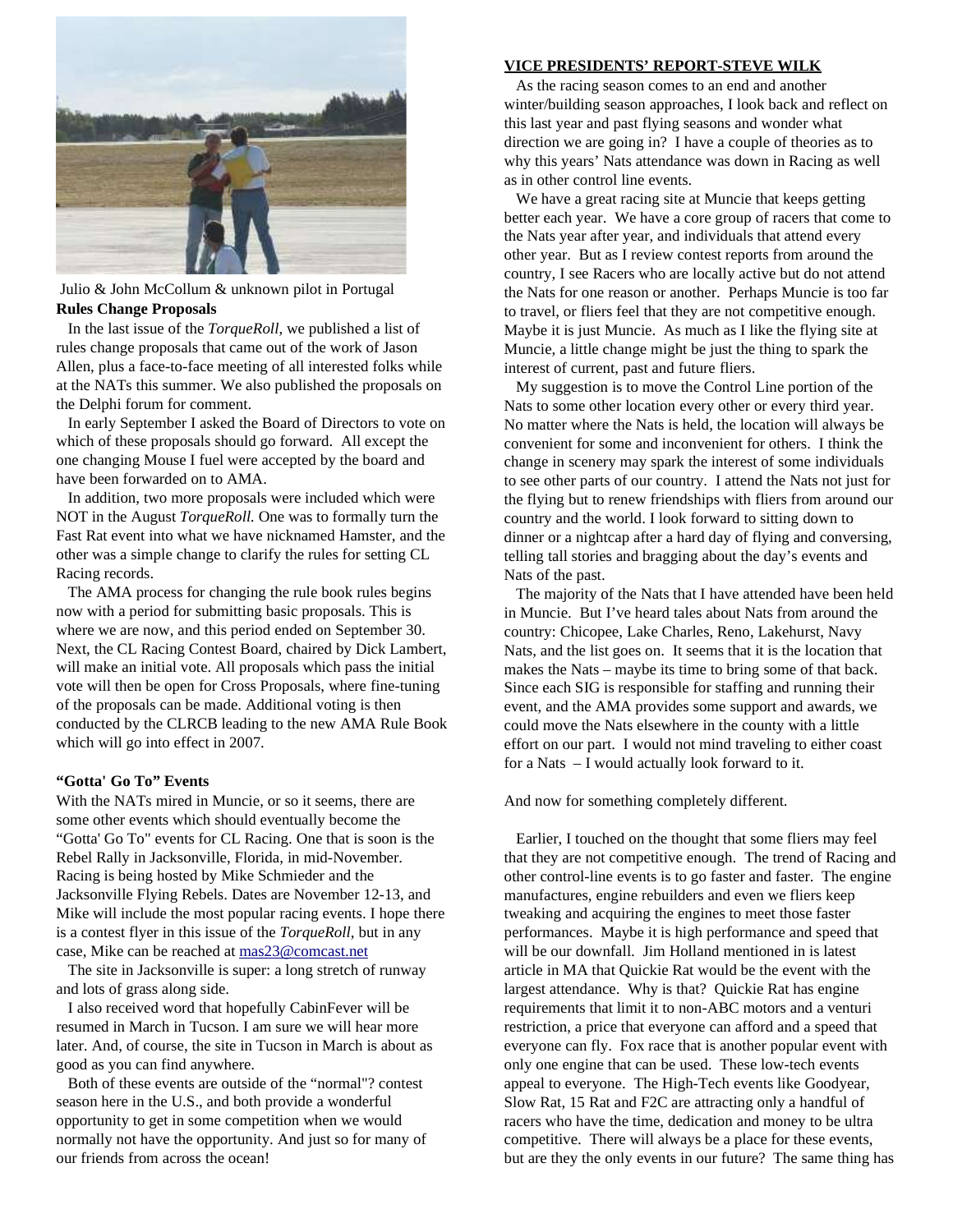Julio & John McCollum & unknown pilot in Portugal

**Rules Change Proposals**

In the last issue of the *TorqueRoll*, we published a list of rules change proposals that came out of the work of Jason Allen, plus a face-to-face meeting of all interested folks while at the NATs this summer. We also published the proposals on the Delphi forum for comment.

In early September I asked the Board of Directors to vote on which of these proposals should go forward. All except the one changing Mouse I fuel were accepted by the board and have been forwarded on to AMA.

In addition, two more proposals were included which were NOT in the August *TorqueRoll.* One was to formally turn the Fast Rat event into what we have nicknamed Hamster, and the other was a simple change to clarify the rules for setting CL Racing records.

The AMA process for changing the rule book rules begins now with a period for submitting basic proposals. This is where we are now, and this period ended on September 30. Next, the CL Racing Contest Board, chaired by Dick Lambert, will make an initial vote. All proposals which pass the initial vote will then be open for Cross Proposals, where fine-tuning of the proposals can be made. Additional voting is then conducted by the CLRCB leading to the new AMA Rule Book which will go into effect in 2007.

**"Gotta' Go To" Events**

With the NATs mired in Muncie, or so it seems, there are some other events which should eventually become the "Gotta' Go To" events for CL Racing. One that is soon is the Rebel Rally in Jacksonville, Florida, in mid-November. Racing is being hosted by Mike Schmieder and the Jacksonville Flying Rebels. Dates are November 12-13, and Mike will include the most popular racing events. I hope there is a contest flyer in this issue of the *TorqueRoll*, but in any case, Mike can be reached at mas23@comcast.net

The site in Jacksonville is super: a long stretch of runway and lots of grass along side.

I also received word that hopefully CabinFever will be resumed in March in Tucson. I am sure we will hear more later. And, of course, the site in Tucson in March is about as good as you can find anywhere.

Both of these events are outside of the "normal"? contest season here in the U.S., and both provide a wonderful opportunity to get in some competition when we would normally not have the opportunity. And just so for many of our friends from across the ocean!

**VICE PRESIDENTS' REPORT-STEVE WILK**

As the racing season comes to an end and another winter/building season approaches, I look back and reflect on this last year and past flying seasons and wonder what direction we are going in? I have a couple of theories as to why this years' Nats attendance was down in Racing as well as in other control line events.

We have a great racing site at Muncie that keeps getting better each year. We have a core group of racers that come to the Nats year after year, and individuals that attend every other year. But as I review contest reports from around the country, I see Racers who are locally active but do not attend the Nats for one reason or another. Perhaps Muncie is too far to travel, or fliers feel that they are not competitive enough. Maybe it is just Muncie. As much as I like the flying site at Muncie, a little change might be just the thing to spark the interest of current, past and future fliers.

My suggestion is to move the Control Line portion of the Nats to some other location every other or every third year. No matter where the Nats is held, the location will always be convenient for some and inconvenient for others. I think the change in scenery may spark the interest of some individuals to see other parts of our country. I attend the Nats not just for the flying but to renew friendships with fliers from around our country and the world. I look forward to sitting down to dinner or a nightcap after a hard day of flying and conversing, telling tall stories and bragging about the day's events and Nats of the past.

The majority of the Nats that I have attended have been held in Muncie. But I've heard tales about Nats from around the country: Chicopee, Lake Charles, Reno, Lakehurst, Navy Nats, and the list goes on. It seems that it is the location that makes the Nats – maybe its time to bring some of that back. Since each SIG is responsible for staffing and running their event, and the AMA provides some support and awards, we could move the Nats elsewhere in the county with a little effort on our part. I would not mind traveling to either coast for a Nats – I would actually look forward to it.

And now for something completely different.

Earlier, I touched on the thought that some fliers may feel that they are not competitive enough. The trend of Racing and other control-line events is to go faster and faster. The engine manufactures, engine rebuilders and even we fliers keep tweaking and acquiring the engines to meet those faster performances. Maybe it is high performance and speed that will be our downfall. Jim Holland mentioned in is latest article in MA that Quickie Rat would be the event with the largest attendance. Why is that? Quickie Rat has engine requirements that limit it to non-ABC motors and a venturi restriction, a price that everyone can afford and a speed that everyone can fly. Fox race that is another popular event with only one engine that can be used. These low-tech events appeal to everyone. The High-Tech events like Goodyear, Slow Rat, 15 Rat and F2C are attracting only a handful of racers who have the time, dedication and money to be ultra competitive. There will always be a place for these events, but are they the only events in our future? The same thing has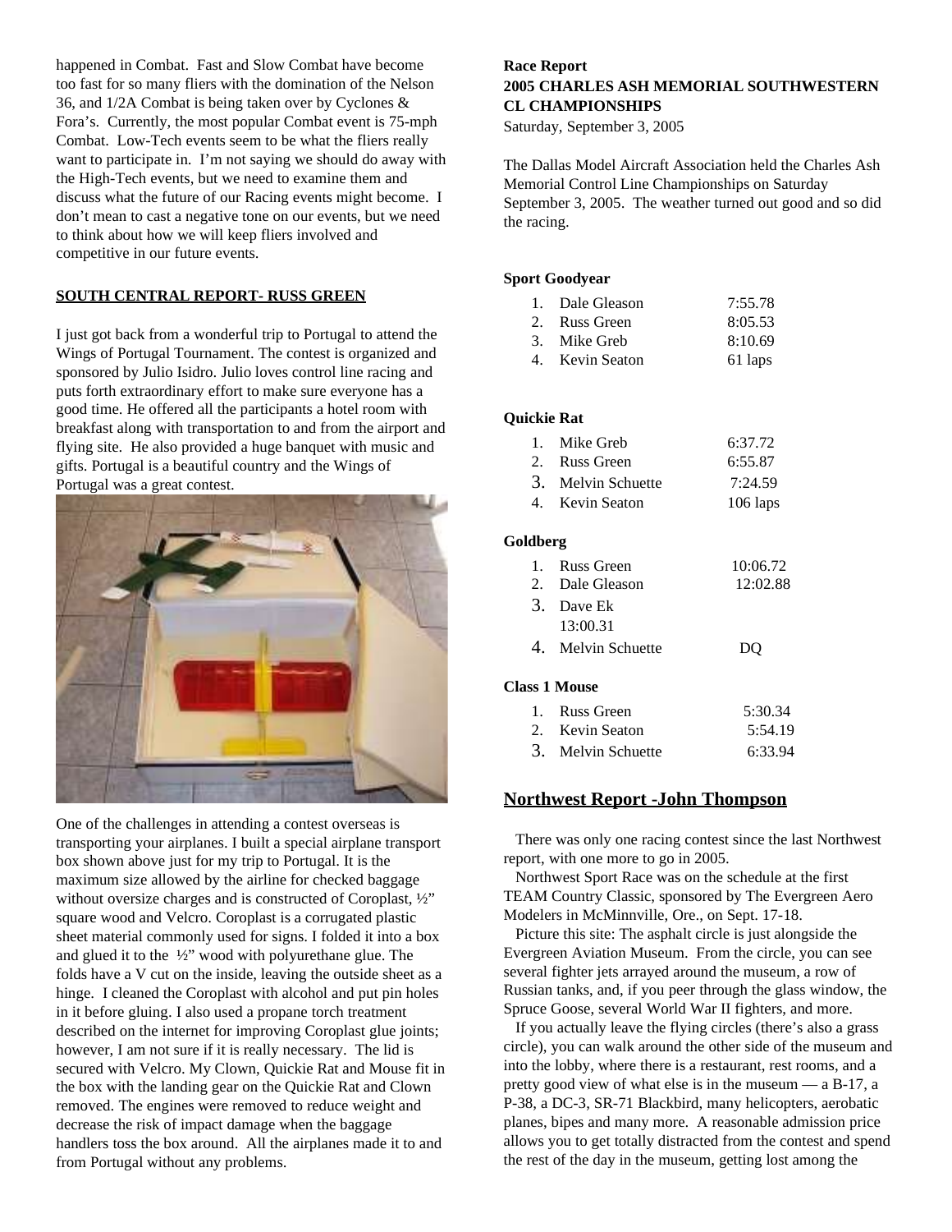happened in Combat. Fast and Slow Combat have become too fast for so many fliers with the domination of the Nelson 36, and 1/2A Combat is being taken over by Cyclones & Fora's. Currently, the most popular Combat event is 75-mph Combat. Low-Tech events seem to be what the fliers really want to participate in. I'm not saying we should do away with the High-Tech events, but we need to examine them and discuss what the future of our Racing events might become. I don't mean to cast a negative tone on our events, but we need to think about how we will keep fliers involved and competitive in our future events.

## SOUTH CENTRAL REPORT- RUSS GREEN

I just got back from a wonderful trip to Portugal to attend the Wings of Portugal Tournament. The contest is organized and sponsored by Julio Isidro. Julio loves control line racing and puts forth extraordinary effort to make sure everyone has a good time. He offered all the participants a hotel room with breakfast along with transportation to and from the airport and flying site. He also provided a huge banquet with music and gifts. Portugal is a beautiful country and the Wings of Portugal was a great contest.

One of the challenges in attending a contest overseas is transporting your airplanes. I built a special airplane transport box shown above just for my trip to Portugal. It is the maximum size allowed by the airline for checked baggage without oversize charges and is constructed of Coroplast, ½" square wood and Velcro. Coroplast is a corrugated plastic sheet material commonly used for signs. I folded it into a box and glued it to the ½" wood with polyurethane glue. The folds have a V cut on the inside, leaving the outside sheet as a hinge. I cleaned the Coroplast with alcohol and put pin holes in it before gluing. I also used a propane torch treatment described on the internet for improving Coroplast glue joints; however, I am not sure if it is really necessary. The lid is secured with Velcro. My Clown, Quickie Rat and Mouse fit in the box with the landing gear on the Quickie Rat and Clown removed. The engines were removed to reduce weight and decrease the risk of impact damage when the baggage handlers toss the box around. All the airplanes made it to and from Portugal without any problems.

**Race Report**
**2005 CHARLES ASH MEMORIAL SOUTHWESTERN CL CHAMPIONSHIPS**
Saturday, September 3, 2005

The Dallas Model Aircraft Association held the Charles Ash Memorial Control Line Championships on Saturday September 3, 2005. The weather turned out good and so did the racing.

**Sport Goodyear**

1. Dale Gleason 7:55.78
2. Russ Green 8:05.53
3. Mike Greb 8:10.69
4. Kevin Seaton 61 laps

**Quickie Rat**

1. Mike Greb 6:37.72
2. Russ Green 6:55.87
3. Melvin Schuette 7:24.59
4. Kevin Seaton 106 laps

**Goldberg**

1. Russ Green 10:06.72
2. Dale Gleason 12:02.88
3. Dave Ek 13:00.31
4. Melvin Schuette DQ

**Class 1 Mouse**

1. Russ Green 5:30.34
2. Kevin Seaton 5:54.19
3. Melvin Schuette 6:33.94

## Northwest Report -John Thompson

There was only one racing contest since the last Northwest report, with one more to go in 2005.

Northwest Sport Race was on the schedule at the first TEAM Country Classic, sponsored by The Evergreen Aero Modelers in McMinnville, Ore., on Sept. 17-18.

Picture this site: The asphalt circle is just alongside the Evergreen Aviation Museum. From the circle, you can see several fighter jets arrayed around the museum, a row of Russian tanks, and, if you peer through the glass window, the Spruce Goose, several World War II fighters, and more.

If you actually leave the flying circles (there's also a grass circle), you can walk around the other side of the museum and into the lobby, where there is a restaurant, rest rooms, and a pretty good view of what else is in the museum — a B-17, a P-38, a DC-3, SR-71 Blackbird, many helicopters, aerobatic planes, bipes and many more. A reasonable admission price allows you to get totally distracted from the contest and spend the rest of the day in the museum, getting lost among the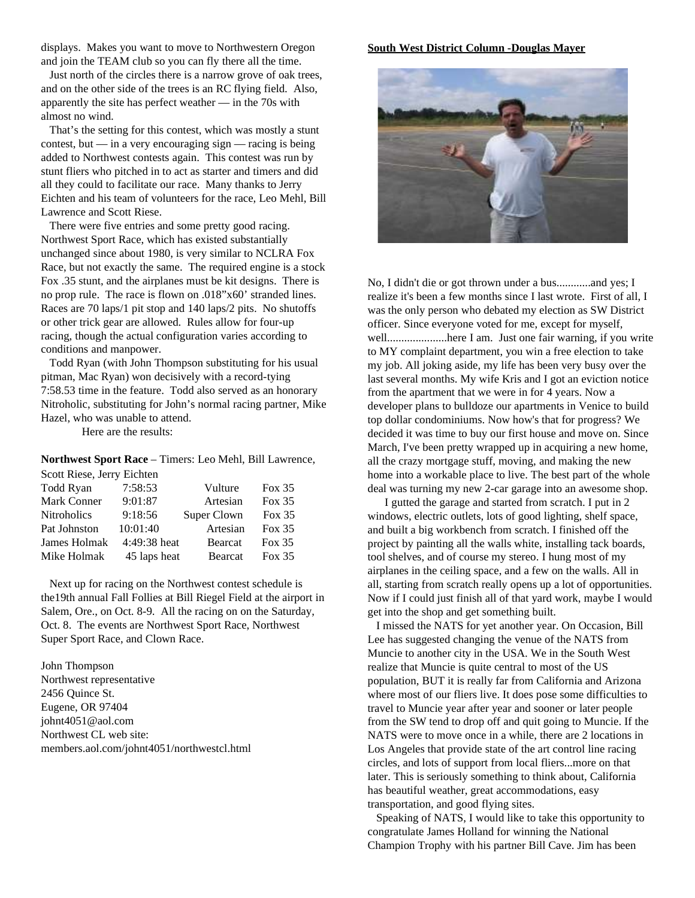displays. Makes you want to move to Northwestern Oregon and join the TEAM club so you can fly there all the time.

Just north of the circles there is a narrow grove of oak trees, and on the other side of the trees is an RC flying field. Also, apparently the site has perfect weather — in the 70s with almost no wind.

That's the setting for this contest, which was mostly a stunt contest, but — in a very encouraging sign — racing is being added to Northwest contests again. This contest was run by stunt fliers who pitched in to act as starter and timers and did all they could to facilitate our race. Many thanks to Jerry Eichten and his team of volunteers for the race, Leo Mehl, Bill Lawrence and Scott Riese.

There were five entries and some pretty good racing. Northwest Sport Race, which has existed substantially unchanged since about 1980, is very similar to NCLRA Fox Race, but not exactly the same. The required engine is a stock Fox .35 stunt, and the airplanes must be kit designs. There is no prop rule. The race is flown on .018"x60' stranded lines. Races are 70 laps/1 pit stop and 140 laps/2 pits. No shutoffs or other trick gear are allowed. Rules allow for four-up racing, though the actual configuration varies according to conditions and manpower.

Todd Ryan (with John Thompson substituting for his usual pitman, Mac Ryan) won decisively with a record-tying 7:58.53 time in the feature. Todd also served as an honorary Nitroholic, substituting for John's normal racing partner, Mike Hazel, who was unable to attend.

Here are the results:

**Northwest Sport Race** – Timers: Leo Mehl, Bill Lawrence, Scott Riese, Jerry Eichten

| | | | |
|---|---|---|---|
| Todd Ryan | 7:58:53 | Vulture | Fox 35 |
| Mark Conner | 9:01:87 | Artesian | Fox 35 |
| Nitroholics | 9:18:56 | Super Clown | Fox 35 |
| Pat Johnston | 10:01:40 | Artesian | Fox 35 |
| James Holmak | 4:49:38 heat | Bearcat | Fox 35 |
| Mike Holmak | 45 laps heat | Bearcat | Fox 35 |

Next up for racing on the Northwest contest schedule is the19th annual Fall Follies at Bill Riegel Field at the airport in Salem, Ore., on Oct. 8-9. All the racing on on the Saturday, Oct. 8. The events are Northwest Sport Race, Northwest Super Sport Race, and Clown Race.

John Thompson
Northwest representative
2456 Quince St.
Eugene, OR 97404
johnt4051@aol.com
Northwest CL web site:
members.aol.com/johnt4051/northwestcl.html

**South West District Column -Douglas Mayer**

No, I didn't die or got thrown under a bus............and yes; I realize it's been a few months since I last wrote. First of all, I was the only person who debated my election as SW District officer. Since everyone voted for me, except for myself, well.....................here I am. Just one fair warning, if you write to MY complaint department, you win a free election to take my job. All joking aside, my life has been very busy over the last several months. My wife Kris and I got an eviction notice from the apartment that we were in for 4 years. Now a developer plans to bulldoze our apartments in Venice to build top dollar condominiums. Now how's that for progress? We decided it was time to buy our first house and move on. Since March, I've been pretty wrapped up in acquiring a new home, all the crazy mortgage stuff, moving, and making the new home into a workable place to live. The best part of the whole deal was turning my new 2-car garage into an awesome shop.

I gutted the garage and started from scratch. I put in 2 windows, electric outlets, lots of good lighting, shelf space, and built a big workbench from scratch. I finished off the project by painting all the walls white, installing tack boards, tool shelves, and of course my stereo. I hung most of my airplanes in the ceiling space, and a few on the walls. All in all, starting from scratch really opens up a lot of opportunities. Now if I could just finish all of that yard work, maybe I would get into the shop and get something built.

I missed the NATS for yet another year. On Occasion, Bill Lee has suggested changing the venue of the NATS from Muncie to another city in the USA. We in the South West realize that Muncie is quite central to most of the US population, BUT it is really far from California and Arizona where most of our fliers live. It does pose some difficulties to travel to Muncie year after year and sooner or later people from the SW tend to drop off and quit going to Muncie. If the NATS were to move once in a while, there are 2 locations in Los Angeles that provide state of the art control line racing circles, and lots of support from local fliers...more on that later. This is seriously something to think about, California has beautiful weather, great accommodations, easy transportation, and good flying sites.

Speaking of NATS, I would like to take this opportunity to congratulate James Holland for winning the National Champion Trophy with his partner Bill Cave. Jim has been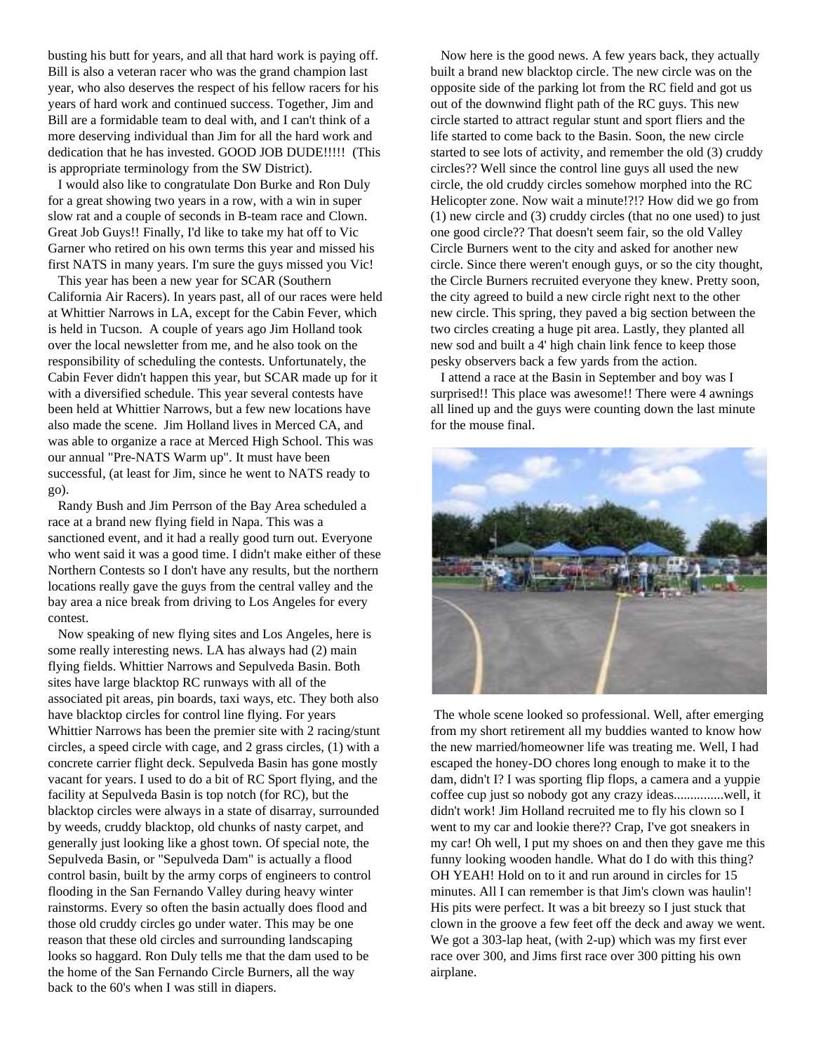busting his butt for years, and all that hard work is paying off. Bill is also a veteran racer who was the grand champion last year, who also deserves the respect of his fellow racers for his years of hard work and continued success. Together, Jim and Bill are a formidable team to deal with, and I can't think of a more deserving individual than Jim for all the hard work and dedication that he has invested. GOOD JOB DUDE!!!!! (This is appropriate terminology from the SW District).

I would also like to congratulate Don Burke and Ron Duly for a great showing two years in a row, with a win in super slow rat and a couple of seconds in B-team race and Clown. Great Job Guys!! Finally, I'd like to take my hat off to Vic Garner who retired on his own terms this year and missed his first NATS in many years. I'm sure the guys missed you Vic!

This year has been a new year for SCAR (Southern California Air Racers). In years past, all of our races were held at Whittier Narrows in LA, except for the Cabin Fever, which is held in Tucson. A couple of years ago Jim Holland took over the local newsletter from me, and he also took on the responsibility of scheduling the contests. Unfortunately, the Cabin Fever didn't happen this year, but SCAR made up for it with a diversified schedule. This year several contests have been held at Whittier Narrows, but a few new locations have also made the scene. Jim Holland lives in Merced CA, and was able to organize a race at Merced High School. This was our annual "Pre-NATS Warm up". It must have been successful, (at least for Jim, since he went to NATS ready to go).

Randy Bush and Jim Perrson of the Bay Area scheduled a race at a brand new flying field in Napa. This was a sanctioned event, and it had a really good turn out. Everyone who went said it was a good time. I didn't make either of these Northern Contests so I don't have any results, but the northern locations really gave the guys from the central valley and the bay area a nice break from driving to Los Angeles for every contest.

Now speaking of new flying sites and Los Angeles, here is some really interesting news. LA has always had (2) main flying fields. Whittier Narrows and Sepulveda Basin. Both sites have large blacktop RC runways with all of the associated pit areas, pin boards, taxi ways, etc. They both also have blacktop circles for control line flying. For years Whittier Narrows has been the premier site with 2 racing/stunt circles, a speed circle with cage, and 2 grass circles, (1) with a concrete carrier flight deck. Sepulveda Basin has gone mostly vacant for years. I used to do a bit of RC Sport flying, and the facility at Sepulveda Basin is top notch (for RC), but the blacktop circles were always in a state of disarray, surrounded by weeds, cruddy blacktop, old chunks of nasty carpet, and generally just looking like a ghost town. Of special note, the Sepulveda Basin, or "Sepulveda Dam" is actually a flood control basin, built by the army corps of engineers to control flooding in the San Fernando Valley during heavy winter rainstorms. Every so often the basin actually does flood and those old cruddy circles go under water. This may be one reason that these old circles and surrounding landscaping looks so haggard. Ron Duly tells me that the dam used to be the home of the San Fernando Circle Burners, all the way back to the 60's when I was still in diapers.

Now here is the good news. A few years back, they actually built a brand new blacktop circle. The new circle was on the opposite side of the parking lot from the RC field and got us out of the downwind flight path of the RC guys. This new circle started to attract regular stunt and sport fliers and the life started to come back to the Basin. Soon, the new circle started to see lots of activity, and remember the old (3) cruddy circles?? Well since the control line guys all used the new circle, the old cruddy circles somehow morphed into the RC Helicopter zone. Now wait a minute!?!? How did we go from (1) new circle and (3) cruddy circles (that no one used) to just one good circle?? That doesn't seem fair, so the old Valley Circle Burners went to the city and asked for another new circle. Since there weren't enough guys, or so the city thought, the Circle Burners recruited everyone they knew. Pretty soon, the city agreed to build a new circle right next to the other new circle. This spring, they paved a big section between the two circles creating a huge pit area. Lastly, they planted all new sod and built a 4' high chain link fence to keep those pesky observers back a few yards from the action.

I attend a race at the Basin in September and boy was I surprised!! This place was awesome!! There were 4 awnings all lined up and the guys were counting down the last minute for the mouse final.

The whole scene looked so professional. Well, after emerging from my short retirement all my buddies wanted to know how the new married/homeowner life was treating me. Well, I had escaped the honey-DO chores long enough to make it to the dam, didn't I? I was sporting flip flops, a camera and a yuppie coffee cup just so nobody got any crazy ideas...............well, it didn't work! Jim Holland recruited me to fly his clown so I went to my car and lookie there?? Crap, I've got sneakers in my car! Oh well, I put my shoes on and then they gave me this funny looking wooden handle. What do I do with this thing? OH YEAH! Hold on to it and run around in circles for 15 minutes. All I can remember is that Jim's clown was haulin'! His pits were perfect. It was a bit breezy so I just stuck that clown in the groove a few feet off the deck and away we went. We got a 303-lap heat, (with 2-up) which was my first ever race over 300, and Jims first race over 300 pitting his own airplane.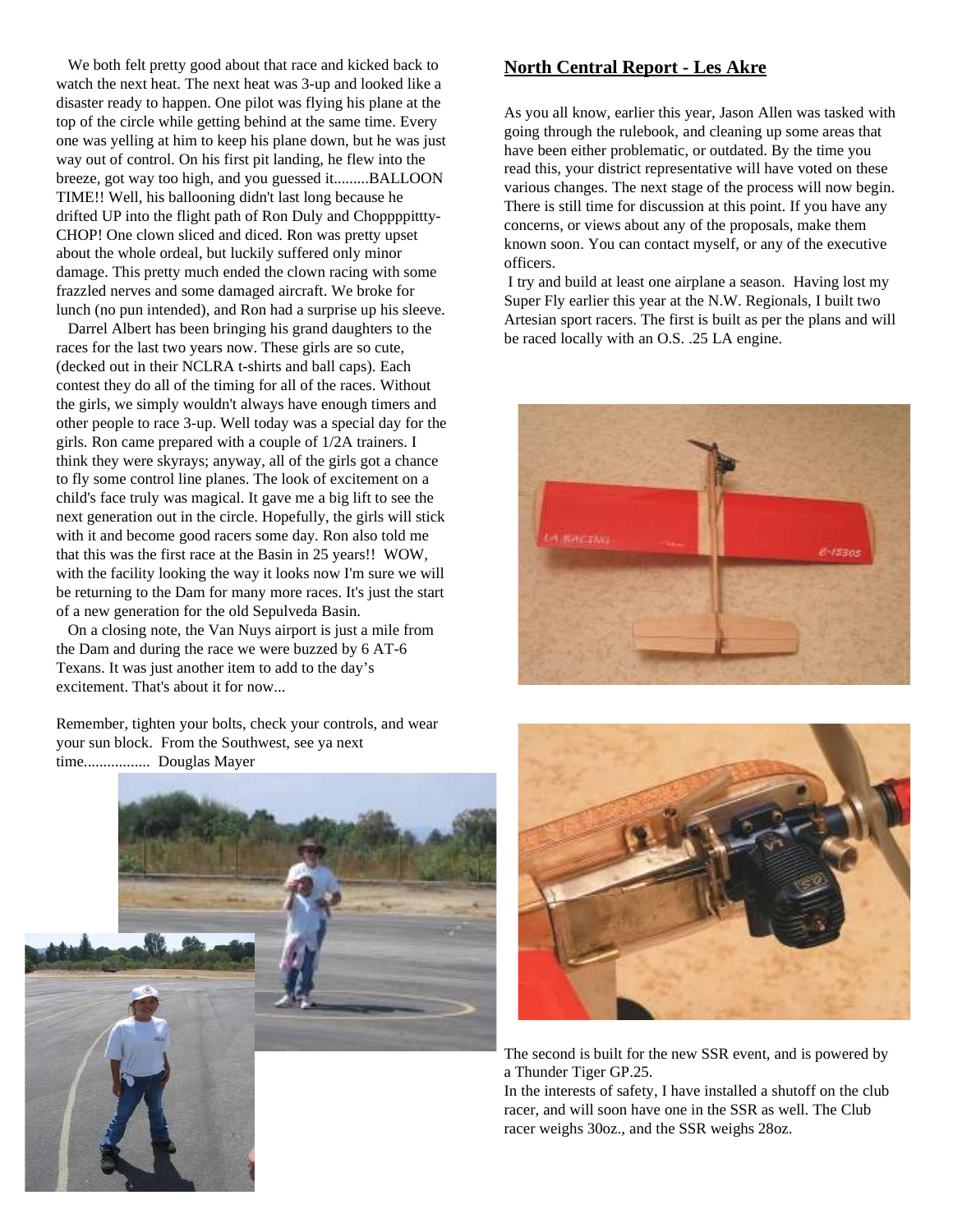We both felt pretty good about that race and kicked back to watch the next heat. The next heat was 3-up and looked like a disaster ready to happen. One pilot was flying his plane at the top of the circle while getting behind at the same time. Every one was yelling at him to keep his plane down, but he was just way out of control. On his first pit landing, he flew into the breeze, got way too high, and you guessed it.........BALLOON TIME!! Well, his ballooning didn't last long because he drifted UP into the flight path of Ron Duly and Choppppittty-CHOP! One clown sliced and diced. Ron was pretty upset about the whole ordeal, but luckily suffered only minor damage. This pretty much ended the clown racing with some frazzled nerves and some damaged aircraft. We broke for lunch (no pun intended), and Ron had a surprise up his sleeve.

Darrel Albert has been bringing his grand daughters to the races for the last two years now. These girls are so cute, (decked out in their NCLRA t-shirts and ball caps). Each contest they do all of the timing for all of the races. Without the girls, we simply wouldn't always have enough timers and other people to race 3-up. Well today was a special day for the girls. Ron came prepared with a couple of 1/2A trainers. I think they were skyrays; anyway, all of the girls got a chance to fly some control line planes. The look of excitement on a child's face truly was magical. It gave me a big lift to see the next generation out in the circle. Hopefully, the girls will stick with it and become good racers some day. Ron also told me that this was the first race at the Basin in 25 years!! WOW, with the facility looking the way it looks now I'm sure we will be returning to the Dam for many more races. It's just the start of a new generation for the old Sepulveda Basin.

On a closing note, the Van Nuys airport is just a mile from the Dam and during the race we were buzzed by 6 AT-6 Texans. It was just another item to add to the day's excitement. That's about it for now...

Remember, tighten your bolts, check your controls, and wear your sun block. From the Southwest, see ya next time................. Douglas Mayer

## North Central Report - Les Akre

As you all know, earlier this year, Jason Allen was tasked with going through the rulebook, and cleaning up some areas that have been either problematic, or outdated. By the time you read this, your district representative will have voted on these various changes. The next stage of the process will now begin. There is still time for discussion at this point. If you have any concerns, or views about any of the proposals, make them known soon. You can contact myself, or any of the executive officers.

I try and build at least one airplane a season. Having lost my Super Fly earlier this year at the N.W. Regionals, I built two Artesian sport racers. The first is built as per the plans and will be raced locally with an O.S. .25 LA engine.

The second is built for the new SSR event, and is powered by a Thunder Tiger GP.25.

In the interests of safety, I have installed a shutoff on the club racer, and will soon have one in the SSR as well. The Club racer weighs 30oz., and the SSR weighs 28oz.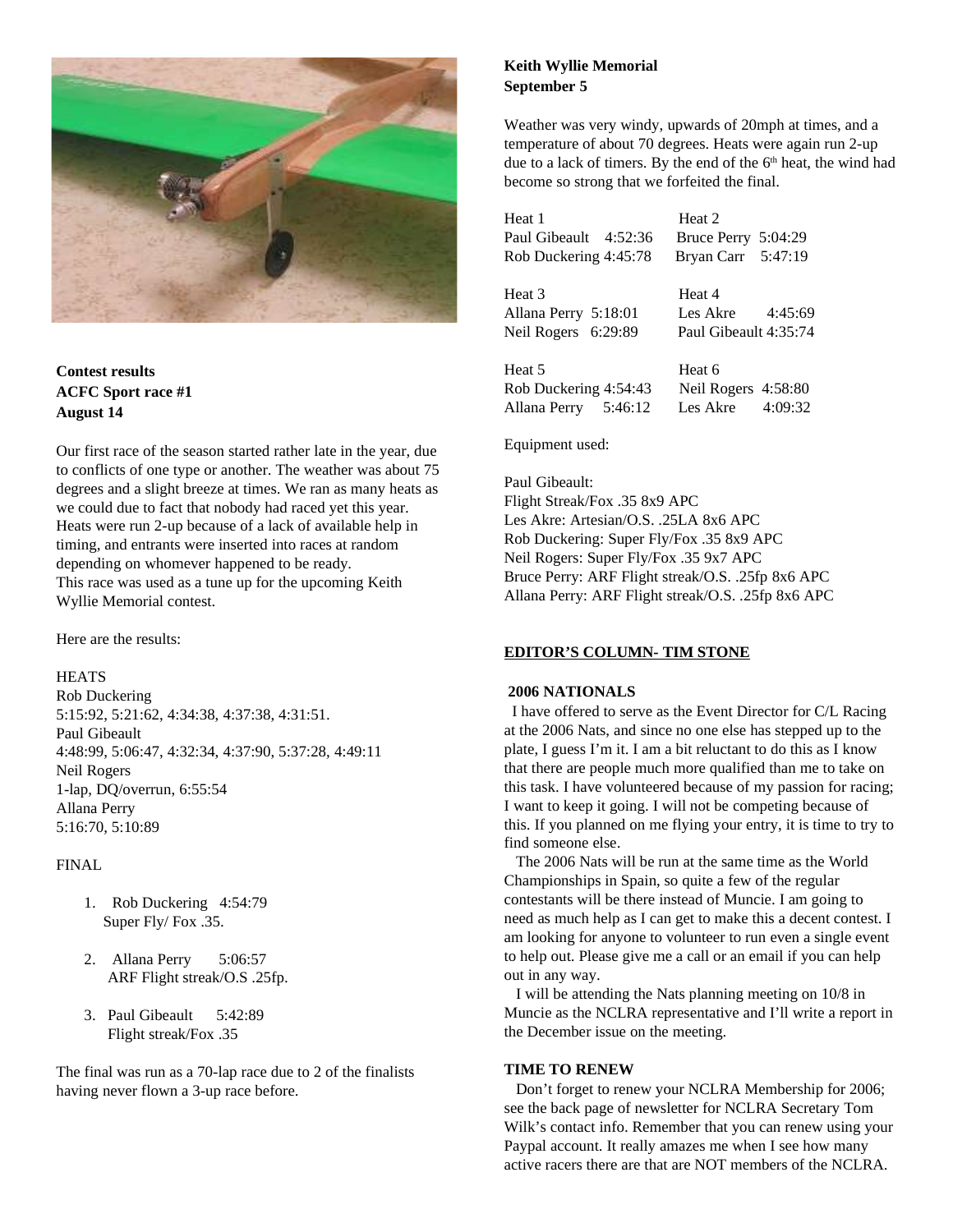**Contest results**
**ACFC Sport race #1**
**August 14**

Our first race of the season started rather late in the year, due to conflicts of one type or another. The weather was about 75 degrees and a slight breeze at times. We ran as many heats as we could due to fact that nobody had raced yet this year. Heats were run 2-up because of a lack of available help in timing, and entrants were inserted into races at random depending on whomever happened to be ready.
This race was used as a tune up for the upcoming Keith Wyllie Memorial contest.

Here are the results:

HEATS
Rob Duckering
5:15:92, 5:21:62, 4:34:38, 4:37:38, 4:31:51.
Paul Gibeault
4:48:99, 5:06:47, 4:32:34, 4:37:90, 5:37:28, 4:49:11
Neil Rogers
1-lap, DQ/overrun, 6:55:54
Allana Perry
5:16:70, 5:10:89

FINAL

1. Rob Duckering 4:54:79
   Super Fly/ Fox .35.
2. Allana Perry 5:06:57
   ARF Flight streak/O.S .25fp.
3. Paul Gibeault 5:42:89
   Flight streak/Fox .35

The final was run as a 70-lap race due to 2 of the finalists having never flown a 3-up race before.

**Keith Wyllie Memorial**
**September 5**

Weather was very windy, upwards of 20mph at times, and a temperature of about 70 degrees. Heats were again run 2-up due to a lack of timers. By the end of the 6th heat, the wind had become so strong that we forfeited the final.

| Heat 1 | | Heat 2 | |
|---|---|---|---|
| Paul Gibeault | 4:52:36 | Bruce Perry | 5:04:29 |
| Rob Duckering | 4:45:78 | Bryan Carr | 5:47:19 |
| **Heat 3** | | **Heat 4** | |
| Allana Perry | 5:18:01 | Les Akre | 4:45:69 |
| Neil Rogers | 6:29:89 | Paul Gibeault | 4:35:74 |
| **Heat 5** | | **Heat 6** | |
| Rob Duckering | 4:54:43 | Neil Rogers | 4:58:80 |
| Allana Perry | 5:46:12 | Les Akre | 4:09:32 |

Equipment used:

Paul Gibeault:
Flight Streak/Fox .35 8x9 APC
Les Akre: Artesian/O.S. .25LA 8x6 APC
Rob Duckering: Super Fly/Fox .35 8x9 APC
Neil Rogers: Super Fly/Fox .35 9x7 APC
Bruce Perry: ARF Flight streak/O.S. .25fp 8x6 APC
Allana Perry: ARF Flight streak/O.S. .25fp 8x6 APC

## EDITOR'S COLUMN- TIM STONE

### 2006 NATIONALS

I have offered to serve as the Event Director for C/L Racing at the 2006 Nats, and since no one else has stepped up to the plate, I guess I'm it. I am a bit reluctant to do this as I know that there are people much more qualified than me to take on this task. I have volunteered because of my passion for racing; I want to keep it going. I will not be competing because of this. If you planned on me flying your entry, it is time to try to find someone else.

The 2006 Nats will be run at the same time as the World Championships in Spain, so quite a few of the regular contestants will be there instead of Muncie. I am going to need as much help as I can get to make this a decent contest. I am looking for anyone to volunteer to run even a single event to help out. Please give me a call or an email if you can help out in any way.

I will be attending the Nats planning meeting on 10/8 in Muncie as the NCLRA representative and I'll write a report in the December issue on the meeting.

### TIME TO RENEW

Don't forget to renew your NCLRA Membership for 2006; see the back page of newsletter for NCLRA Secretary Tom Wilk's contact info. Remember that you can renew using your Paypal account. It really amazes me when I see how many active racers there are that are NOT members of the NCLRA.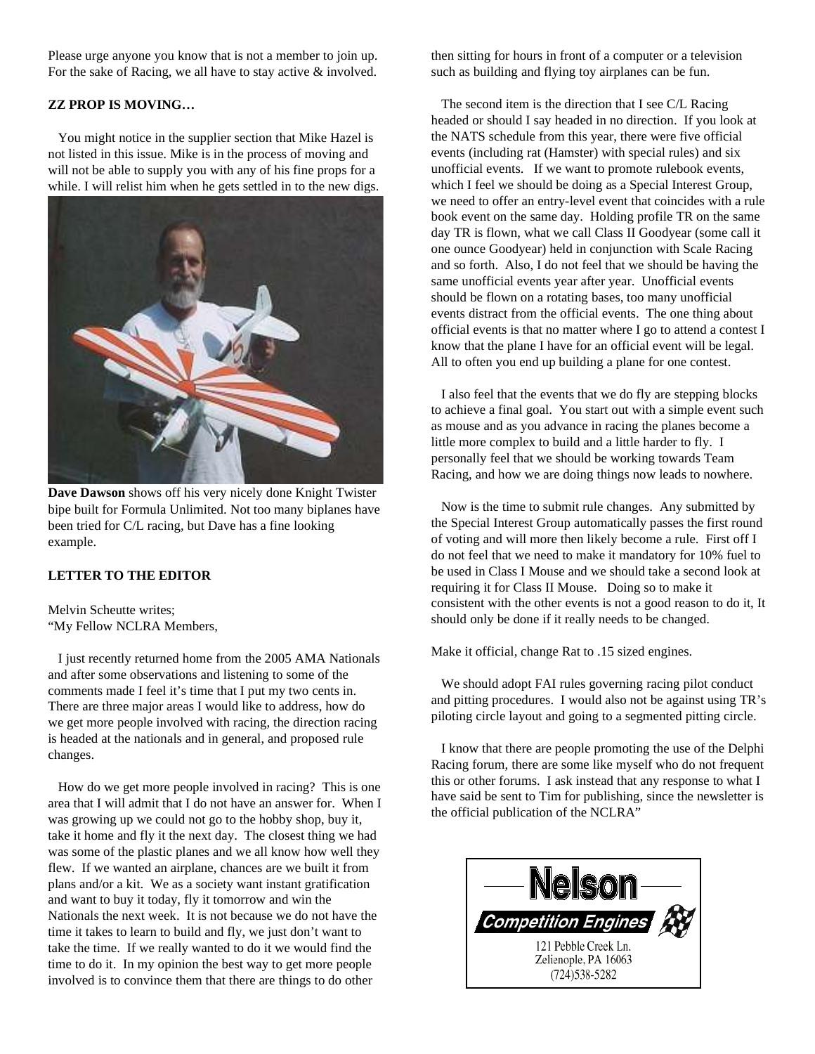Please urge anyone you know that is not a member to join up. For the sake of Racing, we all have to stay active & involved.

**ZZ PROP IS MOVING…**

You might notice in the supplier section that Mike Hazel is not listed in this issue. Mike is in the process of moving and will not be able to supply you with any of his fine props for a while. I will relist him when he gets settled in to the new digs.

**Dave Dawson** shows off his very nicely done Knight Twister bipe built for Formula Unlimited. Not too many biplanes have been tried for C/L racing, but Dave has a fine looking example.

**LETTER TO THE EDITOR**

Melvin Scheutte writes;
"My Fellow NCLRA Members,

I just recently returned home from the 2005 AMA Nationals and after some observations and listening to some of the comments made I feel it's time that I put my two cents in. There are three major areas I would like to address, how do we get more people involved with racing, the direction racing is headed at the nationals and in general, and proposed rule changes.

How do we get more people involved in racing? This is one area that I will admit that I do not have an answer for. When I was growing up we could not go to the hobby shop, buy it, take it home and fly it the next day. The closest thing we had was some of the plastic planes and we all know how well they flew. If we wanted an airplane, chances are we built it from plans and/or a kit. We as a society want instant gratification and want to buy it today, fly it tomorrow and win the Nationals the next week. It is not because we do not have the time it takes to learn to build and fly, we just don't want to take the time. If we really wanted to do it we would find the time to do it. In my opinion the best way to get more people involved is to convince them that there are things to do other then sitting for hours in front of a computer or a television such as building and flying toy airplanes can be fun.

The second item is the direction that I see C/L Racing headed or should I say headed in no direction. If you look at the NATS schedule from this year, there were five official events (including rat (Hamster) with special rules) and six unofficial events. If we want to promote rulebook events, which I feel we should be doing as a Special Interest Group, we need to offer an entry-level event that coincides with a rule book event on the same day. Holding profile TR on the same day TR is flown, what we call Class II Goodyear (some call it one ounce Goodyear) held in conjunction with Scale Racing and so forth. Also, I do not feel that we should be having the same unofficial events year after year. Unofficial events should be flown on a rotating bases, too many unofficial events distract from the official events. The one thing about official events is that no matter where I go to attend a contest I know that the plane I have for an official event will be legal. All to often you end up building a plane for one contest.

I also feel that the events that we do fly are stepping blocks to achieve a final goal. You start out with a simple event such as mouse and as you advance in racing the planes become a little more complex to build and a little harder to fly. I personally feel that we should be working towards Team Racing, and how we are doing things now leads to nowhere.

Now is the time to submit rule changes. Any submitted by the Special Interest Group automatically passes the first round of voting and will more then likely become a rule. First off I do not feel that we need to make it mandatory for 10% fuel to be used in Class I Mouse and we should take a second look at requiring it for Class II Mouse. Doing so to make it consistent with the other events is not a good reason to do it, It should only be done if it really needs to be changed.

Make it official, change Rat to .15 sized engines.

We should adopt FAI rules governing racing pilot conduct and pitting procedures. I would also not be against using TR's piloting circle layout and going to a segmented pitting circle.

I know that there are people promoting the use of the Delphi Racing forum, there are some like myself who do not frequent this or other forums. I ask instead that any response to what I have said be sent to Tim for publishing, since the newsletter is the official publication of the NCLRA"

**Nelson**
*Competition Engines*
121 Pebble Creek Ln.
Zelienople, PA 16063
(724)538-5282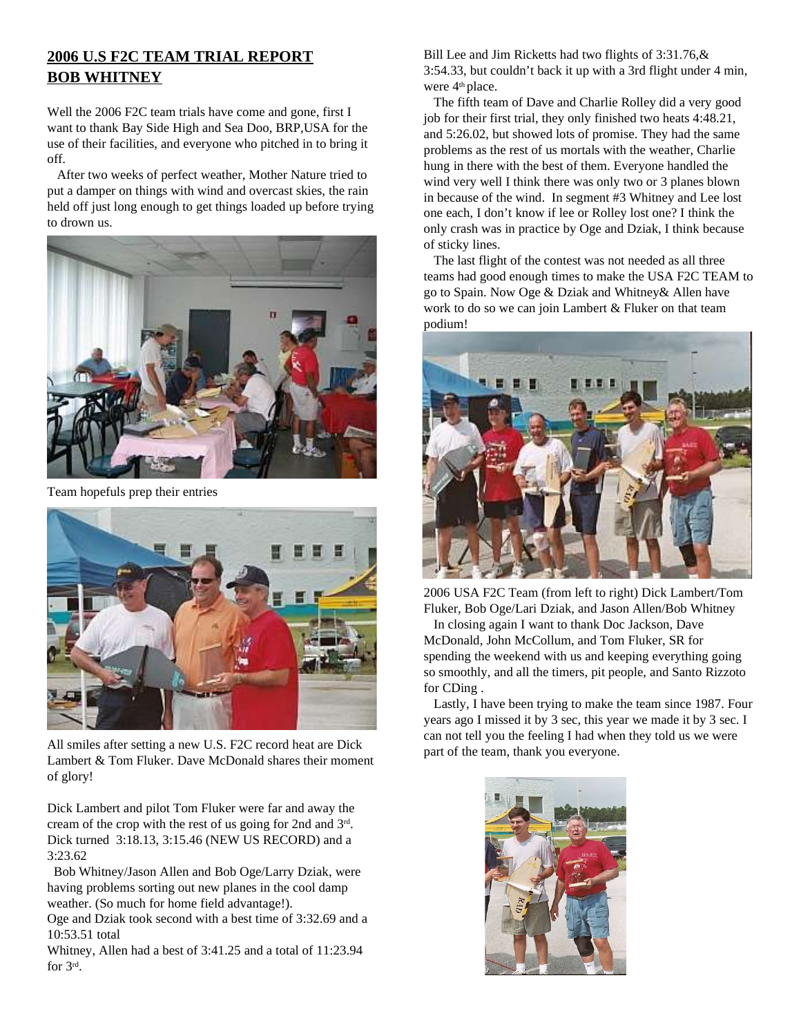## 2006 U.S F2C TEAM TRIAL REPORT
## BOB WHITNEY

Well the 2006 F2C team trials have come and gone, first I want to thank Bay Side High and Sea Doo, BRP,USA for the use of their facilities, and everyone who pitched in to bring it off.

After two weeks of perfect weather, Mother Nature tried to put a damper on things with wind and overcast skies, the rain held off just long enough to get things loaded up before trying to drown us.

Team hopefuls prep their entries

All smiles after setting a new U.S. F2C record heat are Dick Lambert & Tom Fluker. Dave McDonald shares their moment of glory!

Dick Lambert and pilot Tom Fluker were far and away the cream of the crop with the rest of us going for 2nd and 3rd. Dick turned 3:18.13, 3:15.46 (NEW US RECORD) and a 3:23.62

Bob Whitney/Jason Allen and Bob Oge/Larry Dziak, were having problems sorting out new planes in the cool damp weather. (So much for home field advantage!).

Oge and Dziak took second with a best time of 3:32.69 and a 10:53.51 total

Whitney, Allen had a best of 3:41.25 and a total of 11:23.94 for 3rd.

Bill Lee and Jim Ricketts had two flights of 3:31.76,& 3:54.33, but couldn't back it up with a 3rd flight under 4 min, were 4th place.

The fifth team of Dave and Charlie Rolley did a very good job for their first trial, they only finished two heats 4:48.21, and 5:26.02, but showed lots of promise. They had the same problems as the rest of us mortals with the weather, Charlie hung in there with the best of them. Everyone handled the wind very well I think there was only two or 3 planes blown in because of the wind. In segment #3 Whitney and Lee lost one each, I don't know if lee or Rolley lost one? I think the only crash was in practice by Oge and Dziak, I think because of sticky lines.

The last flight of the contest was not needed as all three teams had good enough times to make the USA F2C TEAM to go to Spain. Now Oge & Dziak and Whitney& Allen have work to do so we can join Lambert & Fluker on that team podium!

2006 USA F2C Team (from left to right) Dick Lambert/Tom Fluker, Bob Oge/Lari Dziak, and Jason Allen/Bob Whitney

In closing again I want to thank Doc Jackson, Dave McDonald, John McCollum, and Tom Fluker, SR for spending the weekend with us and keeping everything going so smoothly, and all the timers, pit people, and Santo Rizzoto for CDing .

Lastly, I have been trying to make the team since 1987. Four years ago I missed it by 3 sec, this year we made it by 3 sec. I can not tell you the feeling I had when they told us we were part of the team, thank you everyone.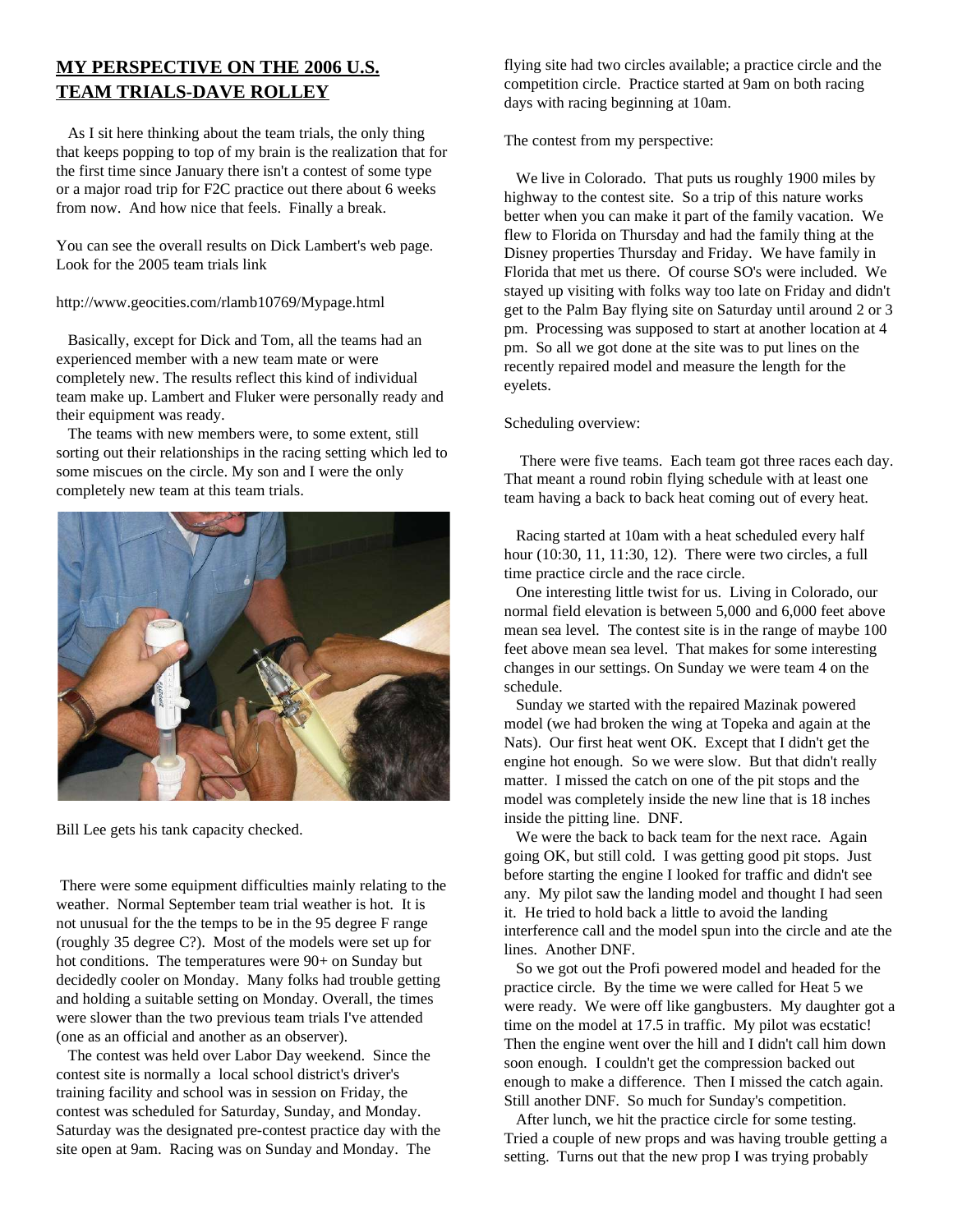## MY PERSPECTIVE ON THE 2006 U.S. TEAM TRIALS-DAVE ROLLEY

As I sit here thinking about the team trials, the only thing that keeps popping to top of my brain is the realization that for the first time since January there isn't a contest of some type or a major road trip for F2C practice out there about 6 weeks from now. And how nice that feels. Finally a break.

You can see the overall results on Dick Lambert's web page. Look for the 2005 team trials link

http://www.geocities.com/rlamb10769/Mypage.html

Basically, except for Dick and Tom, all the teams had an experienced member with a new team mate or were completely new. The results reflect this kind of individual team make up. Lambert and Fluker were personally ready and their equipment was ready.

The teams with new members were, to some extent, still sorting out their relationships in the racing setting which led to some miscues on the circle. My son and I were the only completely new team at this team trials.

Bill Lee gets his tank capacity checked.

There were some equipment difficulties mainly relating to the weather. Normal September team trial weather is hot. It is not unusual for the the temps to be in the 95 degree F range (roughly 35 degree C?). Most of the models were set up for hot conditions. The temperatures were 90+ on Sunday but decidedly cooler on Monday. Many folks had trouble getting and holding a suitable setting on Monday. Overall, the times were slower than the two previous team trials I've attended (one as an official and another as an observer).

The contest was held over Labor Day weekend. Since the contest site is normally a local school district's driver's training facility and school was in session on Friday, the contest was scheduled for Saturday, Sunday, and Monday. Saturday was the designated pre-contest practice day with the site open at 9am. Racing was on Sunday and Monday. The flying site had two circles available; a practice circle and the competition circle. Practice started at 9am on both racing days with racing beginning at 10am.

The contest from my perspective:

We live in Colorado. That puts us roughly 1900 miles by highway to the contest site. So a trip of this nature works better when you can make it part of the family vacation. We flew to Florida on Thursday and had the family thing at the Disney properties Thursday and Friday. We have family in Florida that met us there. Of course SO's were included. We stayed up visiting with folks way too late on Friday and didn't get to the Palm Bay flying site on Saturday until around 2 or 3 pm. Processing was supposed to start at another location at 4 pm. So all we got done at the site was to put lines on the recently repaired model and measure the length for the eyelets.

Scheduling overview:

There were five teams. Each team got three races each day. That meant a round robin flying schedule with at least one team having a back to back heat coming out of every heat.

Racing started at 10am with a heat scheduled every half hour (10:30, 11, 11:30, 12). There were two circles, a full time practice circle and the race circle.

One interesting little twist for us. Living in Colorado, our normal field elevation is between 5,000 and 6,000 feet above mean sea level. The contest site is in the range of maybe 100 feet above mean sea level. That makes for some interesting changes in our settings. On Sunday we were team 4 on the schedule.

Sunday we started with the repaired Mazinak powered model (we had broken the wing at Topeka and again at the Nats). Our first heat went OK. Except that I didn't get the engine hot enough. So we were slow. But that didn't really matter. I missed the catch on one of the pit stops and the model was completely inside the new line that is 18 inches inside the pitting line. DNF.

We were the back to back team for the next race. Again going OK, but still cold. I was getting good pit stops. Just before starting the engine I looked for traffic and didn't see any. My pilot saw the landing model and thought I had seen it. He tried to hold back a little to avoid the landing interference call and the model spun into the circle and ate the lines. Another DNF.

So we got out the Profi powered model and headed for the practice circle. By the time we were called for Heat 5 we were ready. We were off like gangbusters. My daughter got a time on the model at 17.5 in traffic. My pilot was ecstatic! Then the engine went over the hill and I didn't call him down soon enough. I couldn't get the compression backed out enough to make a difference. Then I missed the catch again. Still another DNF. So much for Sunday's competition.

After lunch, we hit the practice circle for some testing. Tried a couple of new props and was having trouble getting a setting. Turns out that the new prop I was trying probably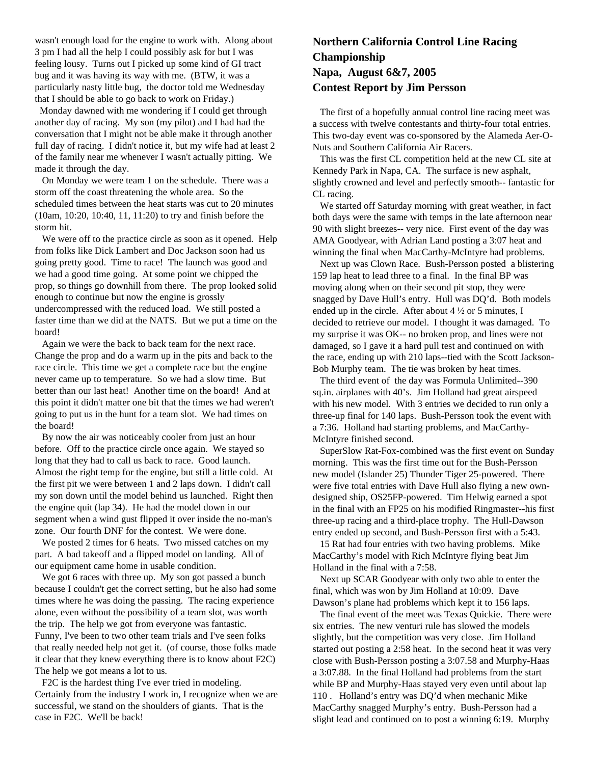wasn't enough load for the engine to work with. Along about 3 pm I had all the help I could possibly ask for but I was feeling lousy. Turns out I picked up some kind of GI tract bug and it was having its way with me. (BTW, it was a particularly nasty little bug, the doctor told me Wednesday that I should be able to go back to work on Friday.)

Monday dawned with me wondering if I could get through another day of racing. My son (my pilot) and I had had the conversation that I might not be able make it through another full day of racing. I didn't notice it, but my wife had at least 2 of the family near me whenever I wasn't actually pitting. We made it through the day.

On Monday we were team 1 on the schedule. There was a storm off the coast threatening the whole area. So the scheduled times between the heat starts was cut to 20 minutes (10am, 10:20, 10:40, 11, 11:20) to try and finish before the storm hit.

We were off to the practice circle as soon as it opened. Help from folks like Dick Lambert and Doc Jackson soon had us going pretty good. Time to race! The launch was good and we had a good time going. At some point we chipped the prop, so things go downhill from there. The prop looked solid enough to continue but now the engine is grossly undercompressed with the reduced load. We still posted a faster time than we did at the NATS. But we put a time on the board!

Again we were the back to back team for the next race. Change the prop and do a warm up in the pits and back to the race circle. This time we get a complete race but the engine never came up to temperature. So we had a slow time. But better than our last heat! Another time on the board! And at this point it didn't matter one bit that the times we had weren't going to put us in the hunt for a team slot. We had times on the board!

By now the air was noticeably cooler from just an hour before. Off to the practice circle once again. We stayed so long that they had to call us back to race. Good launch. Almost the right temp for the engine, but still a little cold. At the first pit we were between 1 and 2 laps down. I didn't call my son down until the model behind us launched. Right then the engine quit (lap 34). He had the model down in our segment when a wind gust flipped it over inside the no-man's zone. Our fourth DNF for the contest. We were done.

We posted 2 times for 6 heats. Two missed catches on my part. A bad takeoff and a flipped model on landing. All of our equipment came home in usable condition.

We got 6 races with three up. My son got passed a bunch because I couldn't get the correct setting, but he also had some times where he was doing the passing. The racing experience alone, even without the possibility of a team slot, was worth the trip. The help we got from everyone was fantastic. Funny, I've been to two other team trials and I've seen folks that really needed help not get it. (of course, those folks made it clear that they knew everything there is to know about F2C) The help we got means a lot to us.

F2C is the hardest thing I've ever tried in modeling. Certainly from the industry I work in, I recognize when we are successful, we stand on the shoulders of giants. That is the case in F2C. We'll be back!

## Northern California Control Line Racing Championship
## Napa, August 6&7, 2005
## Contest Report by Jim Persson

The first of a hopefully annual control line racing meet was a success with twelve contestants and thirty-four total entries. This two-day event was co-sponsored by the Alameda Aer-O-Nuts and Southern California Air Racers.

This was the first CL competition held at the new CL site at Kennedy Park in Napa, CA. The surface is new asphalt, slightly crowned and level and perfectly smooth-- fantastic for CL racing.

We started off Saturday morning with great weather, in fact both days were the same with temps in the late afternoon near 90 with slight breezes-- very nice. First event of the day was AMA Goodyear, with Adrian Land posting a 3:07 heat and winning the final when MacCarthy-McIntyre had problems.

Next up was Clown Race. Bush-Persson posted a blistering 159 lap heat to lead three to a final. In the final BP was moving along when on their second pit stop, they were snagged by Dave Hull's entry. Hull was DQ'd. Both models ended up in the circle. After about 4 ½ or 5 minutes, I decided to retrieve our model. I thought it was damaged. To my surprise it was OK-- no broken prop, and lines were not damaged, so I gave it a hard pull test and continued on with the race, ending up with 210 laps--tied with the Scott Jackson-Bob Murphy team. The tie was broken by heat times.

The third event of the day was Formula Unlimited--390 sq.in. airplanes with 40's. Jim Holland had great airspeed with his new model. With 3 entries we decided to run only a three-up final for 140 laps. Bush-Persson took the event with a 7:36. Holland had starting problems, and MacCarthy-McIntyre finished second.

SuperSlow Rat-Fox-combined was the first event on Sunday morning. This was the first time out for the Bush-Persson new model (Islander 25) Thunder Tiger 25-powered. There were five total entries with Dave Hull also flying a new own-designed ship, OS25FP-powered. Tim Helwig earned a spot in the final with an FP25 on his modified Ringmaster--his first three-up racing and a third-place trophy. The Hull-Dawson entry ended up second, and Bush-Persson first with a 5:43.

15 Rat had four entries with two having problems. Mike MacCarthy's model with Rich McIntyre flying beat Jim Holland in the final with a 7:58.

Next up SCAR Goodyear with only two able to enter the final, which was won by Jim Holland at 10:09. Dave Dawson's plane had problems which kept it to 156 laps.

The final event of the meet was Texas Quickie. There were six entries. The new venturi rule has slowed the models slightly, but the competition was very close. Jim Holland started out posting a 2:58 heat. In the second heat it was very close with Bush-Persson posting a 3:07.58 and Murphy-Haas a 3:07.88. In the final Holland had problems from the start while BP and Murphy-Haas stayed very even until about lap 110 . Holland's entry was DQ'd when mechanic Mike MacCarthy snagged Murphy's entry. Bush-Persson had a slight lead and continued on to post a winning 6:19. Murphy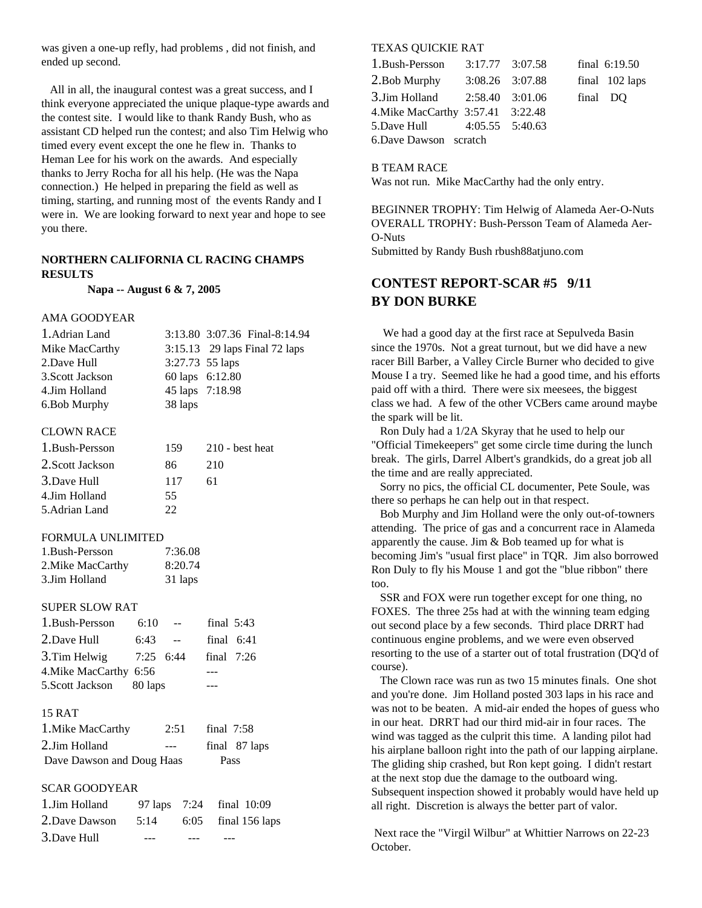was given a one-up refly, had problems , did not finish, and ended up second.

All in all, the inaugural contest was a great success, and I think everyone appreciated the unique plaque-type awards and the contest site. I would like to thank Randy Bush, who as assistant CD helped run the contest; and also Tim Helwig who timed every event except the one he flew in. Thanks to Heman Lee for his work on the awards. And especially thanks to Jerry Rocha for all his help. (He was the Napa connection.) He helped in preparing the field as well as timing, starting, and running most of the events Randy and I were in. We are looking forward to next year and hope to see you there.

**NORTHERN CALIFORNIA CL RACING CHAMPS RESULTS**

**Napa -- August 6 & 7, 2005**

AMA GOODYEAR

| | | | |
|---|---|---|---|
| 1.Adrian Land | 3:13.80 | 3:07.36 | Final-8:14.94 |
| Mike MacCarthy | 3:15.13 | 29 laps | Final 72 laps |
| 2.Dave Hull | 3:27.73 | 55 laps | |
| 3.Scott Jackson | 60 laps | 6:12.80 | |
| 4.Jim Holland | 45 laps | 7:18.98 | |
| 6.Bob Murphy | 38 laps | | |

CLOWN RACE

| | | |
|---|---|---|
| 1.Bush-Persson | 159 | 210 - best heat |
| 2.Scott Jackson | 86 | 210 |
| 3.Dave Hull | 117 | 61 |
| 4.Jim Holland | 55 | |
| 5.Adrian Land | 22 | |

FORMULA UNLIMITED

| | |
|---|---|
| 1.Bush-Persson | 7:36.08 |
| 2.Mike MacCarthy | 8:20.74 |
| 3.Jim Holland | 31 laps |

SUPER SLOW RAT

| | | | |
|---|---|---|---|
| 1.Bush-Persson | 6:10 | -- | final 5:43 |
| 2.Dave Hull | 6:43 | -- | final 6:41 |
| 3.Tim Helwig | 7:25 | 6:44 | final 7:26 |
| 4.Mike MacCarthy | 6:56 | | --- |
| 5.Scott Jackson | 80 laps | | --- |

15 RAT

| | | |
|---|---|---|
| 1.Mike MacCarthy | 2:51 | final 7:58 |
| 2.Jim Holland | --- | final 87 laps |
| Dave Dawson and Doug Haas | | Pass |

SCAR GOODYEAR

| | | | |
|---|---|---|---|
| 1.Jim Holland | 97 laps | 7:24 | final 10:09 |
| 2.Dave Dawson | 5:14 | 6:05 | final 156 laps |
| 3.Dave Hull | --- | --- | --- |

TEXAS QUICKIE RAT

| | | | |
|---|---|---|---|
| 1.Bush-Persson | 3:17.77 | 3:07.58 | final 6:19.50 |
| 2.Bob Murphy | 3:08.26 | 3:07.88 | final 102 laps |
| 3.Jim Holland | 2:58.40 | 3:01.06 | final DQ |
| 4.Mike MacCarthy | 3:57.41 | 3:22.48 | |
| 5.Dave Hull | 4:05.55 | 5:40.63 | |
| 6.Dave Dawson | scratch | | |

B TEAM RACE
Was not run. Mike MacCarthy had the only entry.

BEGINNER TROPHY: Tim Helwig of Alameda Aer-O-Nuts
OVERALL TROPHY: Bush-Persson Team of Alameda Aer-O-Nuts
Submitted by Randy Bush rbush88atjuno.com

## CONTEST REPORT-SCAR #5 9/11 BY DON BURKE

We had a good day at the first race at Sepulveda Basin since the 1970s. Not a great turnout, but we did have a new racer Bill Barber, a Valley Circle Burner who decided to give Mouse I a try. Seemed like he had a good time, and his efforts paid off with a third. There were six meesees, the biggest class we had. A few of the other VCBers came around maybe the spark will be lit.

Ron Duly had a 1/2A Skyray that he used to help our "Official Timekeepers" get some circle time during the lunch break. The girls, Darrel Albert's grandkids, do a great job all the time and are really appreciated.

Sorry no pics, the official CL documenter, Pete Soule, was there so perhaps he can help out in that respect.

Bob Murphy and Jim Holland were the only out-of-towners attending. The price of gas and a concurrent race in Alameda apparently the cause. Jim & Bob teamed up for what is becoming Jim's "usual first place" in TQR. Jim also borrowed Ron Duly to fly his Mouse 1 and got the "blue ribbon" there too.

SSR and FOX were run together except for one thing, no FOXES. The three 25s had at with the winning team edging out second place by a few seconds. Third place DRRT had continuous engine problems, and we were even observed resorting to the use of a starter out of total frustration (DQ'd of course).

The Clown race was run as two 15 minutes finals. One shot and you're done. Jim Holland posted 303 laps in his race and was not to be beaten. A mid-air ended the hopes of guess who in our heat. DRRT had our third mid-air in four races. The wind was tagged as the culprit this time. A landing pilot had his airplane balloon right into the path of our lapping airplane. The gliding ship crashed, but Ron kept going. I didn't restart at the next stop due the damage to the outboard wing. Subsequent inspection showed it probably would have held up all right. Discretion is always the better part of valor.

Next race the "Virgil Wilbur" at Whittier Narrows on 22-23 October.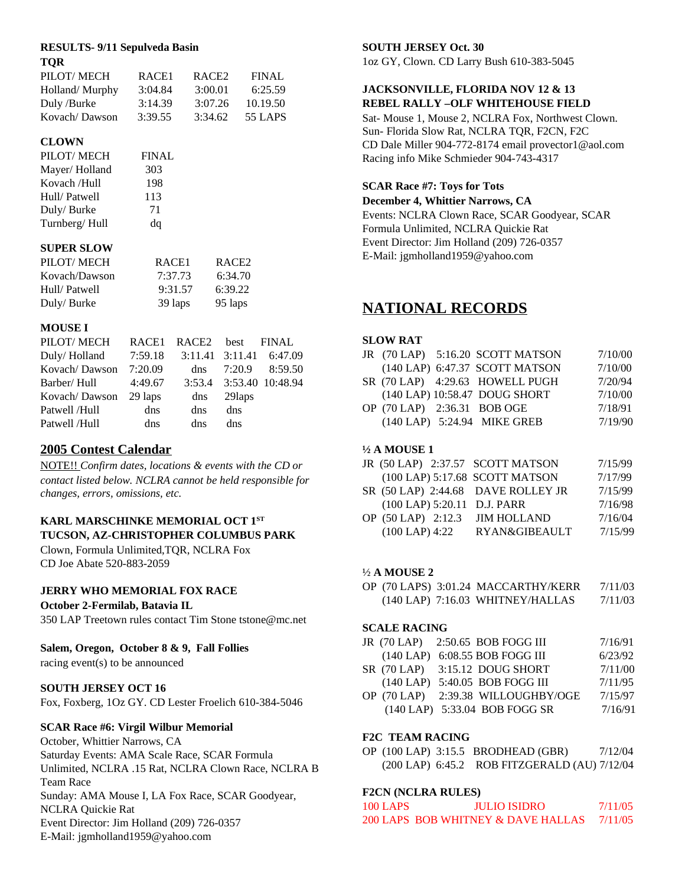**RESULTS- 9/11 Sepulveda Basin**

**TQR**

| PILOT/ MECH | RACE1 | RACE2 | FINAL |
|---|---|---|---|
| Holland/ Murphy | 3:04.84 | 3:00.01 | 6:25.59 |
| Duly /Burke | 3:14.39 | 3:07.26 | 10.19.50 |
| Kovach/ Dawson | 3:39.55 | 3:34.62 | 55 LAPS |

**CLOWN**

| PILOT/ MECH | FINAL |
|---|---|
| Mayer/ Holland | 303 |
| Kovach /Hull | 198 |
| Hull/ Patwell | 113 |
| Duly/ Burke | 71 |
| Turnberg/ Hull | dq |

**SUPER SLOW**

| PILOT/ MECH | RACE1 | RACE2 |
|---|---|---|
| Kovach/Dawson | 7:37.73 | 6:34.70 |
| Hull/ Patwell | 9:31.57 | 6:39.22 |
| Duly/ Burke | 39 laps | 95 laps |

**MOUSE I**

| PILOT/MECH | RACE1 | RACE2 | best | FINAL |
|---|---|---|---|---|
| Duly/ Holland | 7:59.18 | 3:11.41 | 3:11.41 | 6:47.09 |
| Kovach/ Dawson | 7:20.09 | dns | 7:20.9 | 8:59.50 |
| Barber/ Hull | 4:49.67 | 3:53.4 | 3:53.40 | 10:48.94 |
| Kovach/ Dawson | 29 laps | dns | 29laps | |
| Patwell /Hull | dns | dns | dns | |
| Patwell /Hull | dns | dns | dns | |

## 2005 Contest Calendar

NOTE!! *Confirm dates, locations & events with the CD or contact listed below. NCLRA cannot be held responsible for changes, errors, omissions, etc.*

**KARL MARSCHINKE MEMORIAL OCT 1ST**
**TUCSON, AZ-CHRISTOPHER COLUMBUS PARK**
Clown, Formula Unlimited,TQR, NCLRA Fox
CD Joe Abate 520-883-2059

**JERRY WHO MEMORIAL FOX RACE**
**October 2-Fermilab, Batavia IL**
350 LAP Treetown rules contact Tim Stone tstone@mc.net

**Salem, Oregon, October 8 & 9, Fall Follies**
racing event(s) to be announced

**SOUTH JERSEY OCT 16**
Fox, Foxberg, 1Oz GY. CD Lester Froelich 610-384-5046

**SCAR Race #6: Virgil Wilbur Memorial**
October, Whittier Narrows, CA
Saturday Events: AMA Scale Race, SCAR Formula Unlimited, NCLRA .15 Rat, NCLRA Clown Race, NCLRA B Team Race
Sunday: AMA Mouse I, LA Fox Race, SCAR Goodyear, NCLRA Quickie Rat
Event Director: Jim Holland (209) 726-0357
E-Mail: jgmholland1959@yahoo.com

**SOUTH JERSEY Oct. 30**
1oz GY, Clown. CD Larry Bush 610-383-5045

**JACKSONVILLE, FLORIDA NOV 12 & 13**
**REBEL RALLY –OLF WHITEHOUSE FIELD**
Sat- Mouse 1, Mouse 2, NCLRA Fox, Northwest Clown.
Sun- Florida Slow Rat, NCLRA TQR, F2CN, F2C
CD Dale Miller 904-772-8174 email provector1@aol.com
Racing info Mike Schmieder 904-743-4317

**SCAR Race #7: Toys for Tots**
**December 4, Whittier Narrows, CA**
Events: NCLRA Clown Race, SCAR Goodyear, SCAR Formula Unlimited, NCLRA Quickie Rat
Event Director: Jim Holland (209) 726-0357
E-Mail: jgmholland1959@yahoo.com

## NATIONAL RECORDS

**SLOW RAT**

| | | | | |
|---|---|---|---|---|
| JR | (70 LAP) | 5:16.20 | SCOTT MATSON | 7/10/00 |
| | (140 LAP) | 6:47.37 | SCOTT MATSON | 7/10/00 |
| SR | (70 LAP) | 4:29.63 | HOWELL PUGH | 7/20/94 |
| | (140 LAP) | 10:58.47 | DOUG SHORT | 7/10/00 |
| OP | (70 LAP) | 2:36.31 | BOB OGE | 7/18/91 |
| | (140 LAP) | 5:24.94 | MIKE GREB | 7/19/90 |

**½ A MOUSE 1**

| | | | | |
|---|---|---|---|---|
| JR | (50 LAP) | 2:37.57 | SCOTT MATSON | 7/15/99 |
| | (100 LAP) | 5:17.68 | SCOTT MATSON | 7/17/99 |
| SR | (50 LAP) | 2:44.68 | DAVE ROLLEY JR | 7/15/99 |
| | (100 LAP) | 5:20.11 | D.J. PARR | 7/16/98 |
| OP | (50 LAP) | 2:12.3 | JIM HOLLAND | 7/16/04 |
| | (100 LAP) | 4:22 | RYAN&GIBEAULT | 7/15/99 |

**½ A MOUSE 2**

| | | | | |
|---|---|---|---|---|
| OP | (70 LAPS) | 3:01.24 | MACCARTHY/KERR | 7/11/03 |
| | (140 LAP) | 7:16.03 | WHITNEY/HALLAS | 7/11/03 |

**SCALE RACING**

| | | | | |
|---|---|---|---|---|
| JR | (70 LAP) | 2:50.65 | BOB FOGG III | 7/16/91 |
| | (140 LAP) | 6:08.55 | BOB FOGG III | 6/23/92 |
| SR | (70 LAP) | 3:15.12 | DOUG SHORT | 7/11/00 |
| | (140 LAP) | 5:40.05 | BOB FOGG III | 7/11/95 |
| OP | (70 LAP) | 2:39.38 | WILLOUGHBY/OGE | 7/15/97 |
| | (140 LAP) | 5:33.04 | BOB FOGG SR | 7/16/91 |

**F2C TEAM RACING**

| | | | | |
|---|---|---|---|---|
| OP | (100 LAP) | 3:15.5 | BRODHEAD (GBR) | 7/12/04 |
| | (200 LAP) | 6:45.2 | ROB FITZGERALD (AU) | 7/12/04 |

**F2CN (NCLRA RULES)**

| | | |
|---|---|---|
| 100 LAPS | JULIO ISIDRO | 7/11/05 |
| 200 LAPS | BOB WHITNEY & DAVE HALLAS | 7/11/05 |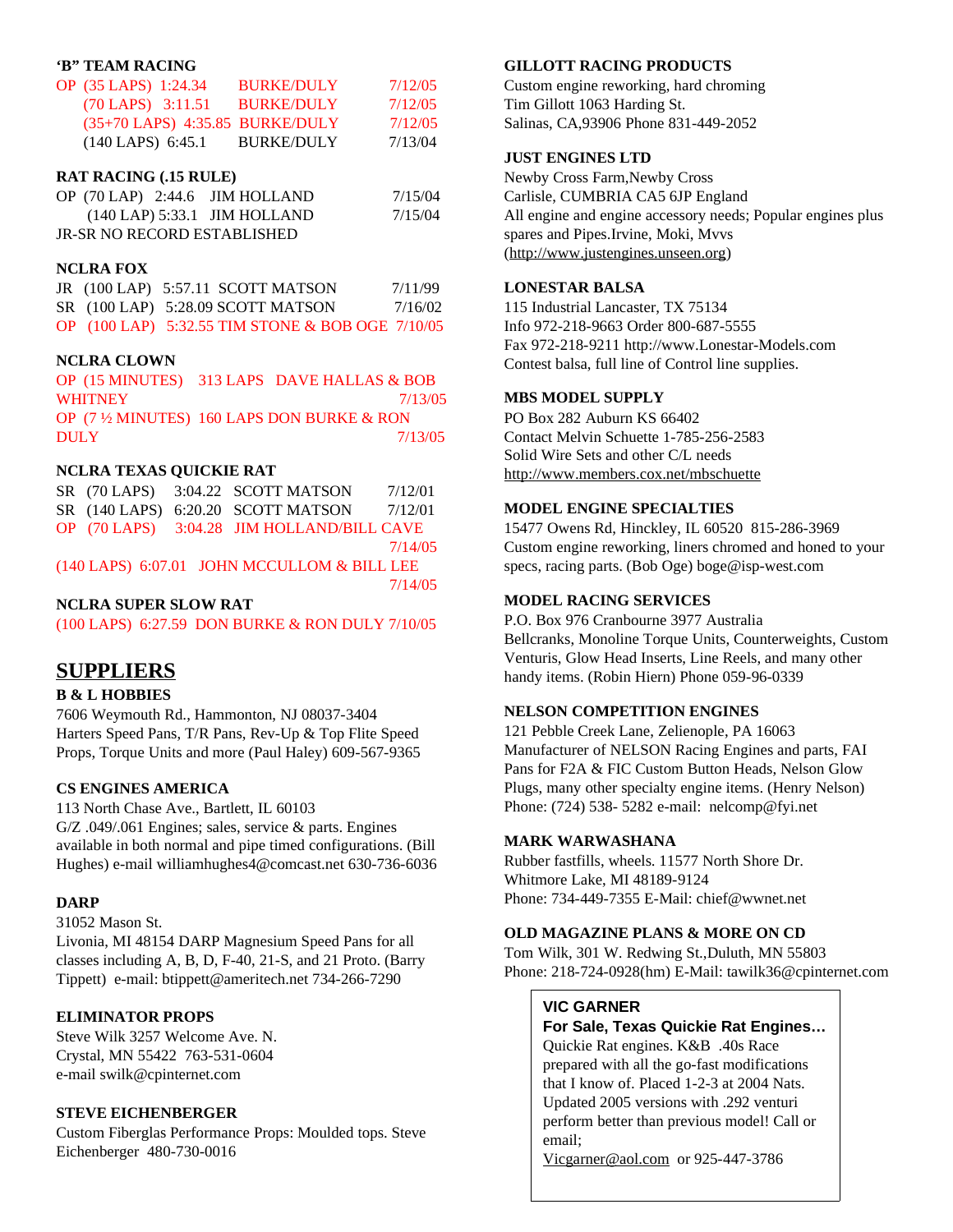**'B" TEAM RACING**

OP (35 LAPS) 1:24.34 BURKE/DULY 7/12/05
(70 LAPS) 3:11.51 BURKE/DULY 7/12/05
(35+70 LAPS) 4:35.85 BURKE/DULY 7/12/05
(140 LAPS) 6:45.1 BURKE/DULY 7/13/04

**RAT RACING (.15 RULE)**

OP (70 LAP) 2:44.6 JIM HOLLAND 7/15/04
(140 LAP) 5:33.1 JIM HOLLAND 7/15/04
JR-SR NO RECORD ESTABLISHED

**NCLRA FOX**

JR (100 LAP) 5:57.11 SCOTT MATSON 7/11/99
SR (100 LAP) 5:28.09 SCOTT MATSON 7/16/02
OP (100 LAP) 5:32.55 TIM STONE & BOB OGE 7/10/05

**NCLRA CLOWN**

OP (15 MINUTES) 313 LAPS DAVE HALLAS & BOB WHITNEY 7/13/05
OP (7 ½ MINUTES) 160 LAPS DON BURKE & RON DULY 7/13/05

**NCLRA TEXAS QUICKIE RAT**

SR (70 LAPS) 3:04.22 SCOTT MATSON 7/12/01
SR (140 LAPS) 6:20.20 SCOTT MATSON 7/12/01
OP (70 LAPS) 3:04.28 JIM HOLLAND/BILL CAVE 7/14/05
(140 LAPS) 6:07.01 JOHN MCCULLOM & BILL LEE 7/14/05

**NCLRA SUPER SLOW RAT**

(100 LAPS) 6:27.59 DON BURKE & RON DULY 7/10/05

## SUPPLIERS

**B & L HOBBIES**
7606 Weymouth Rd., Hammonton, NJ 08037-3404
Harters Speed Pans, T/R Pans, Rev-Up & Top Flite Speed Props, Torque Units and more (Paul Haley) 609-567-9365

**CS ENGINES AMERICA**
113 North Chase Ave., Bartlett, IL 60103
G/Z .049/.061 Engines; sales, service & parts. Engines available in both normal and pipe timed configurations. (Bill Hughes) e-mail williamhughes4@comcast.net 630-736-6036

**DARP**
31052 Mason St.
Livonia, MI 48154 DARP Magnesium Speed Pans for all classes including A, B, D, F-40, 21-S, and 21 Proto. (Barry Tippett) e-mail: btippett@ameritech.net 734-266-7290

**ELIMINATOR PROPS**
Steve Wilk 3257 Welcome Ave. N.
Crystal, MN 55422 763-531-0604
e-mail swilk@cpinternet.com

**STEVE EICHENBERGER**
Custom Fiberglas Performance Props: Moulded tops. Steve Eichenberger 480-730-0016

**GILLOTT RACING PRODUCTS**
Custom engine reworking, hard chroming
Tim Gillott 1063 Harding St.
Salinas, CA,93906 Phone 831-449-2052

**JUST ENGINES LTD**
Newby Cross Farm,Newby Cross
Carlisle, CUMBRIA CA5 6JP England
All engine and engine accessory needs; Popular engines plus spares and Pipes.Irvine, Moki, Mvvs
(http://www.justengines.unseen.org)

**LONESTAR BALSA**
115 Industrial Lancaster, TX 75134
Info 972-218-9663 Order 800-687-5555
Fax 972-218-9211 http://www.Lonestar-Models.com
Contest balsa, full line of Control line supplies.

**MBS MODEL SUPPLY**
PO Box 282 Auburn KS 66402
Contact Melvin Schuette 1-785-256-2583
Solid Wire Sets and other C/L needs
http://www.members.cox.net/mbschuette

**MODEL ENGINE SPECIALTIES**
15477 Owens Rd, Hinckley, IL 60520 815-286-3969
Custom engine reworking, liners chromed and honed to your specs, racing parts. (Bob Oge) boge@isp-west.com

**MODEL RACING SERVICES**
P.O. Box 976 Cranbourne 3977 Australia
Bellcranks, Monoline Torque Units, Counterweights, Custom Venturis, Glow Head Inserts, Line Reels, and many other handy items. (Robin Hiern) Phone 059-96-0339

**NELSON COMPETITION ENGINES**
121 Pebble Creek Lane, Zelienople, PA 16063
Manufacturer of NELSON Racing Engines and parts, FAI Pans for F2A & FIC Custom Button Heads, Nelson Glow Plugs, many other specialty engine items. (Henry Nelson) Phone: (724) 538- 5282 e-mail: nelcomp@fyi.net

**MARK WARWASHANA**
Rubber fastfills, wheels. 11577 North Shore Dr.
Whitmore Lake, MI 48189-9124
Phone: 734-449-7355 E-Mail: chief@wwnet.net

**OLD MAGAZINE PLANS & MORE ON CD**
Tom Wilk, 301 W. Redwing St.,Duluth, MN 55803
Phone: 218-724-0928(hm) E-Mail: tawilk36@cpinternet.com

**VIC GARNER**
**For Sale, Texas Quickie Rat Engines…**
Quickie Rat engines. K&B .40s Race prepared with all the go-fast modifications that I know of. Placed 1-2-3 at 2004 Nats. Updated 2005 versions with .292 venturi perform better than previous model! Call or email;
Vicgarner@aol.com or 925-447-3786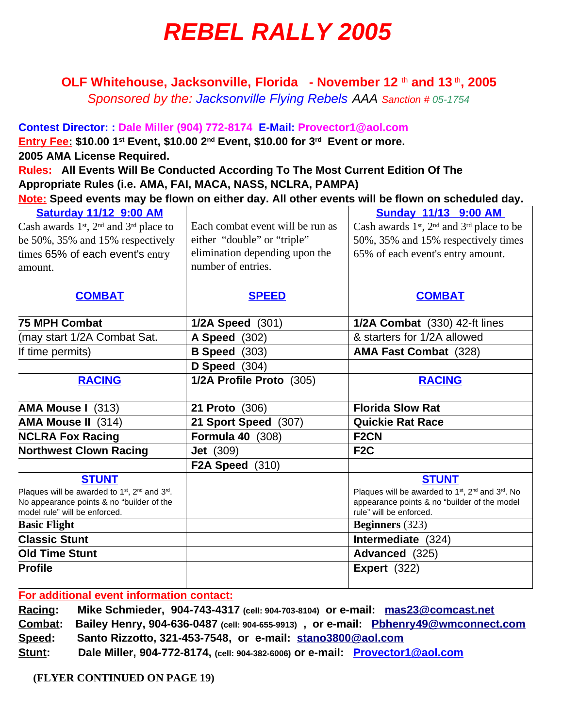# REBEL RALLY 2005

**OLF Whitehouse, Jacksonville, Florida - November 12th and 13th, 2005**

*Sponsored by the: Jacksonville Flying Rebels AAA Sanction # 05-1754*

**Contest Director: : Dale Miller (904) 772-8174 E-Mail: Provector1@aol.com**

**Entry Fee: $10.00 1st Event, $10.00 2nd Event, $10.00 for 3rd Event or more.**

**2005 AMA License Required.**

**Rules: All Events Will Be Conducted According To The Most Current Edition Of The Appropriate Rules (i.e. AMA, FAI, MACA, NASS, NCLRA, PAMPA)**

**Note: Speed events may be flown on either day. All other events will be flown on scheduled day.**

| Saturday 11/12 9:00 AM | | Sunday 11/13 9:00 AM |
|---|---|---|
| Cash awards 1st, 2nd and 3rd place to be 50%, 35% and 15% respectively times 65% of each event's entry amount. | Each combat event will be run as either "double" or "triple" elimination depending upon the number of entries. | Cash awards 1st, 2nd and 3rd place to be 50%, 35% and 15% respectively times 65% of each event's entry amount. |
| **COMBAT** | **SPEED** | **COMBAT** |
| **75 MPH Combat** | **1/2A Speed** (301) | **1/2A Combat** (330) 42-ft lines |
| (may start 1/2A Combat Sat. | **A Speed** (302) | & starters for 1/2A allowed |
| If time permits) | **B Speed** (303) | **AMA Fast Combat** (328) |
| | **D Speed** (304) | |
| **RACING** | **1/2A Profile Proto** (305) | **RACING** |
| **AMA Mouse I** (313) | **21 Proto** (306) | **Florida Slow Rat** |
| **AMA Mouse II** (314) | **21 Sport Speed** (307) | **Quickie Rat Race** |
| **NCLRA Fox Racing** | **Formula 40** (308) | **F2CN** |
| **Northwest Clown Racing** | **Jet** (309) | **F2C** |
| | **F2A Speed** (310) | |
| **STUNT** Plaques will be awarded to 1st, 2nd and 3rd. No appearance points & no "builder of the model rule" will be enforced. | | **STUNT** Plaques will be awarded to 1st, 2nd and 3rd. No appearance points & no "builder of the model rule" will be enforced. |
| **Basic Flight** | | **Beginners** (323) |
| **Classic Stunt** | | **Intermediate** (324) |
| **Old Time Stunt** | | **Advanced** (325) |
| **Profile** | | **Expert** (322) |

**For additional event information contact:**

**Racing: Mike Schmieder, 904-743-4317 (cell: 904-703-8104) or e-mail: mas23@comcast.net**

**Combat: Bailey Henry, 904-636-0487 (cell: 904-655-9913) , or e-mail: Pbhenry49@wmconnect.com**

**Speed: Santo Rizzotto, 321-453-7548, or e-mail: stano3800@aol.com**

**Stunt: Dale Miller, 904-772-8174, (cell: 904-382-6006) or e-mail: Provector1@aol.com**

**(FLYER CONTINUED ON PAGE 19)**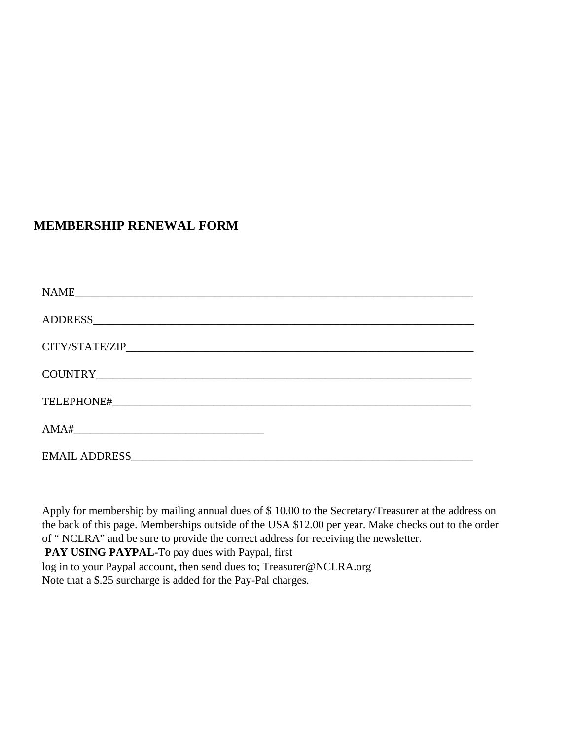## MEMBERSHIP RENEWAL FORM

NAME___________________________________________________________________________

ADDRESS________________________________________________________________________

CITY/STATE/ZIP__________________________________________________________________

COUNTRY_______________________________________________________________________

TELEPHONE#____________________________________________________________________

AMA#_________________________________

EMAIL ADDRESS_________________________________________________________________

Apply for membership by mailing annual dues of $ 10.00 to the Secretary/Treasurer at the address on the back of this page. Memberships outside of the USA $12.00 per year. Make checks out to the order of " NCLRA" and be sure to provide the correct address for receiving the newsletter.
**PAY USING PAYPAL-**To pay dues with Paypal, first
log in to your Paypal account, then send dues to; Treasurer@NCLRA.org
Note that a $.25 surcharge is added for the Pay-Pal charges.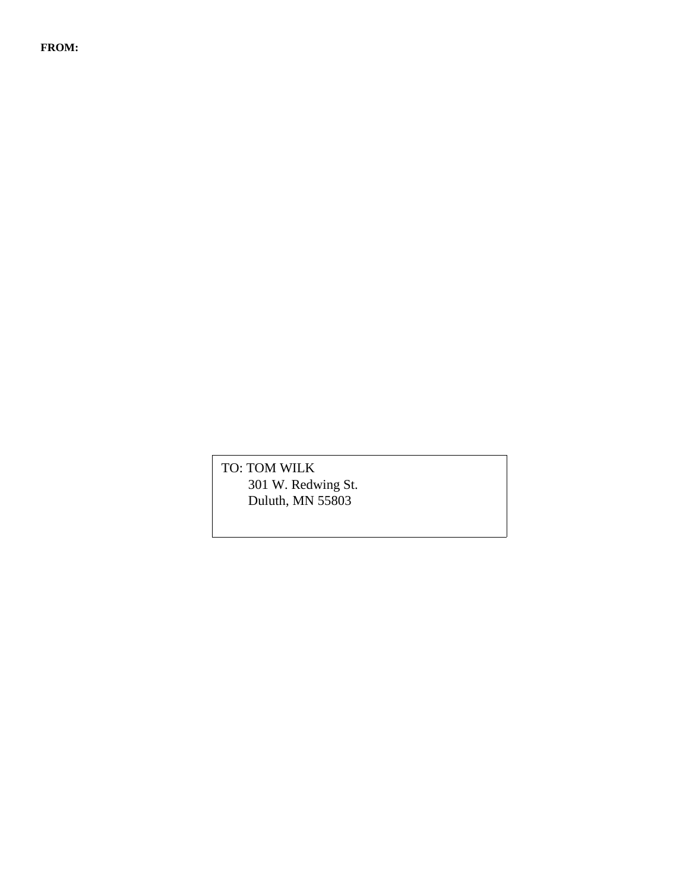**FROM:**

TO: TOM WILK
301 W. Redwing St.
Duluth, MN 55803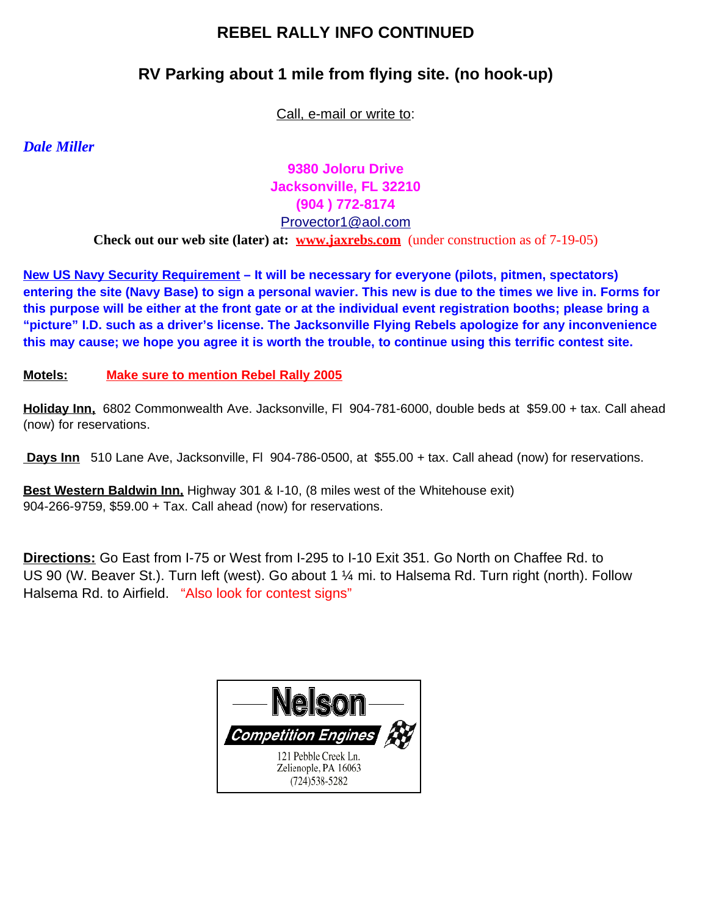# REBEL RALLY INFO CONTINUED

## RV Parking about 1 mile from flying site. (no hook-up)

Call, e-mail or write to:

*Dale Miller*

**9380 Joloru Drive**
**Jacksonville, FL 32210**
**(904 ) 772-8174**
Provector1@aol.com

**Check out our web site (later) at: www.jaxrebs.com** (under construction as of 7-19-05)

**New US Navy Security Requirement – It will be necessary for everyone (pilots, pitmen, spectators) entering the site (Navy Base) to sign a personal wavier. This new is due to the times we live in. Forms for this purpose will be either at the front gate or at the individual event registration booths; please bring a "picture" I.D. such as a driver's license. The Jacksonville Flying Rebels apologize for any inconvenience this may cause; we hope you agree it is worth the trouble, to continue using this terrific contest site.**

**Motels:** **Make sure to mention Rebel Rally 2005**

**Holiday Inn,** 6802 Commonwealth Ave. Jacksonville, Fl 904-781-6000, double beds at $59.00 + tax. Call ahead (now) for reservations.

**Days Inn** 510 Lane Ave, Jacksonville, Fl 904-786-0500, at $55.00 + tax. Call ahead (now) for reservations.

**Best Western Baldwin Inn,** Highway 301 & I-10, (8 miles west of the Whitehouse exit)
904-266-9759, $59.00 + Tax. Call ahead (now) for reservations.

**Directions:** Go East from I-75 or West from I-295 to I-10 Exit 351. Go North on Chaffee Rd. to US 90 (W. Beaver St.). Turn left (west). Go about 1 ¼ mi. to Halsema Rd. Turn right (north). Follow Halsema Rd. to Airfield. "Also look for contest signs"

**Nelson**
**Competition Engines**
121 Pebble Creek Ln.
Zelienople, PA 16063
(724)538-5282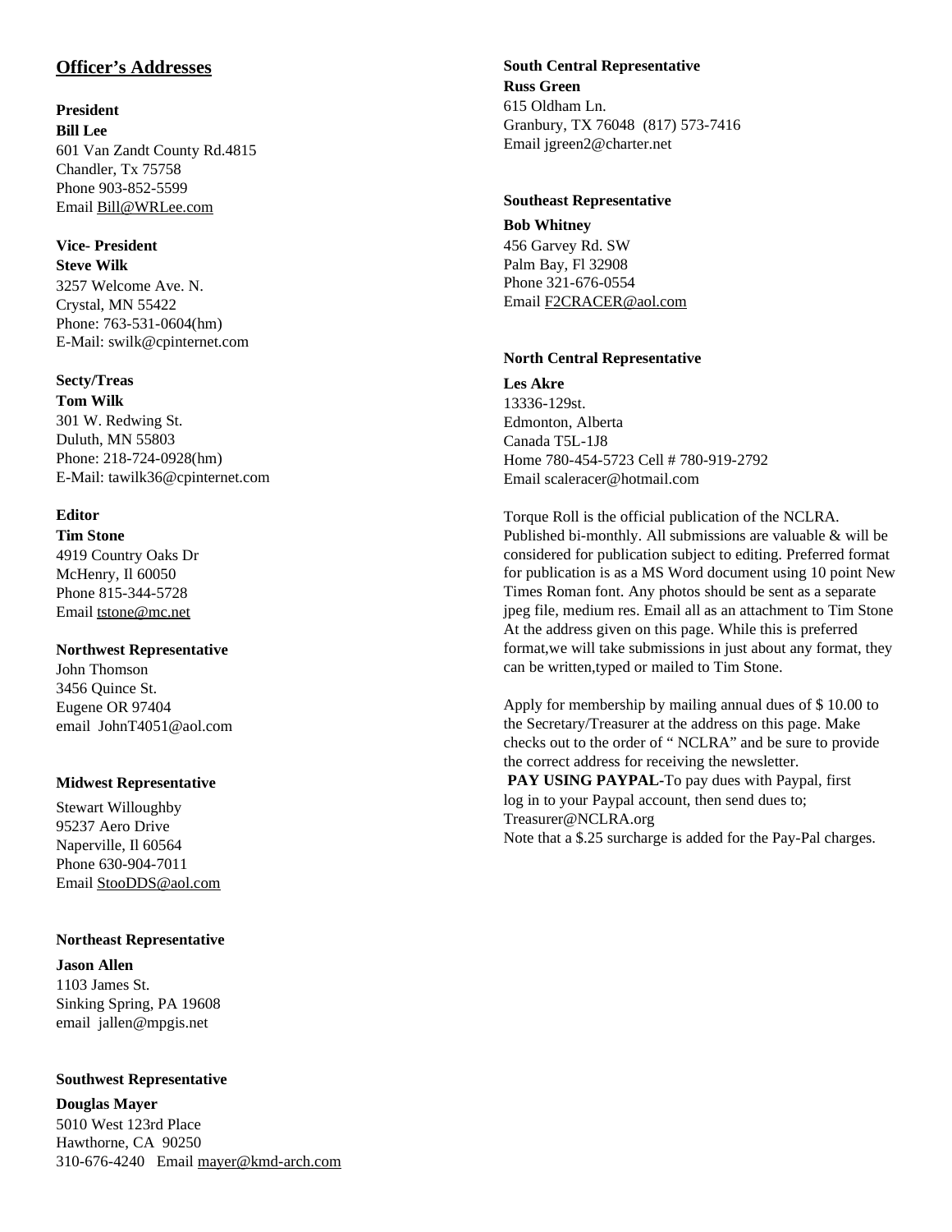## Officer's Addresses

**President**
**Bill Lee**
601 Van Zandt County Rd.4815
Chandler, Tx 75758
Phone 903-852-5599
Email Bill@WRLee.com

**Vice- President**
**Steve Wilk**
3257 Welcome Ave. N.
Crystal, MN 55422
Phone: 763-531-0604(hm)
E-Mail: swilk@cpinternet.com

**Secty/Treas**
**Tom Wilk**
301 W. Redwing St.
Duluth, MN 55803
Phone: 218-724-0928(hm)
E-Mail: tawilk36@cpinternet.com

**Editor**
**Tim Stone**
4919 Country Oaks Dr
McHenry, Il 60050
Phone 815-344-5728
Email tstone@mc.net

**Northwest Representative**
John Thomson
3456 Quince St.
Eugene OR 97404
email JohnT4051@aol.com

**Midwest Representative**
Stewart Willoughby
95237 Aero Drive
Naperville, Il 60564
Phone 630-904-7011
Email StooDDS@aol.com

**Northeast Representative**
**Jason Allen**
1103 James St.
Sinking Spring, PA 19608
email jallen@mpgis.net

**Southwest Representative**
**Douglas Mayer**
5010 West 123rd Place
Hawthorne, CA 90250
310-676-4240 Email mayer@kmd-arch.com

**South Central Representative**
**Russ Green**
615 Oldham Ln.
Granbury, TX 76048 (817) 573-7416
Email jgreen2@charter.net

**Southeast Representative**
**Bob Whitney**
456 Garvey Rd. SW
Palm Bay, Fl 32908
Phone 321-676-0554
Email F2CRACER@aol.com

**North Central Representative**
**Les Akre**
13336-129st.
Edmonton, Alberta
Canada T5L-1J8
Home 780-454-5723 Cell # 780-919-2792
Email scaleracer@hotmail.com

Torque Roll is the official publication of the NCLRA. Published bi-monthly. All submissions are valuable & will be considered for publication subject to editing. Preferred format for publication is as a MS Word document using 10 point New Times Roman font. Any photos should be sent as a separate jpeg file, medium res. Email all as an attachment to Tim Stone At the address given on this page. While this is preferred format,we will take submissions in just about any format, they can be written,typed or mailed to Tim Stone.

Apply for membership by mailing annual dues of $ 10.00 to the Secretary/Treasurer at the address on this page. Make checks out to the order of " NCLRA" and be sure to provide the correct address for receiving the newsletter.
**PAY USING PAYPAL**-To pay dues with Paypal, first log in to your Paypal account, then send dues to; Treasurer@NCLRA.org
Note that a $.25 surcharge is added for the Pay-Pal charges.